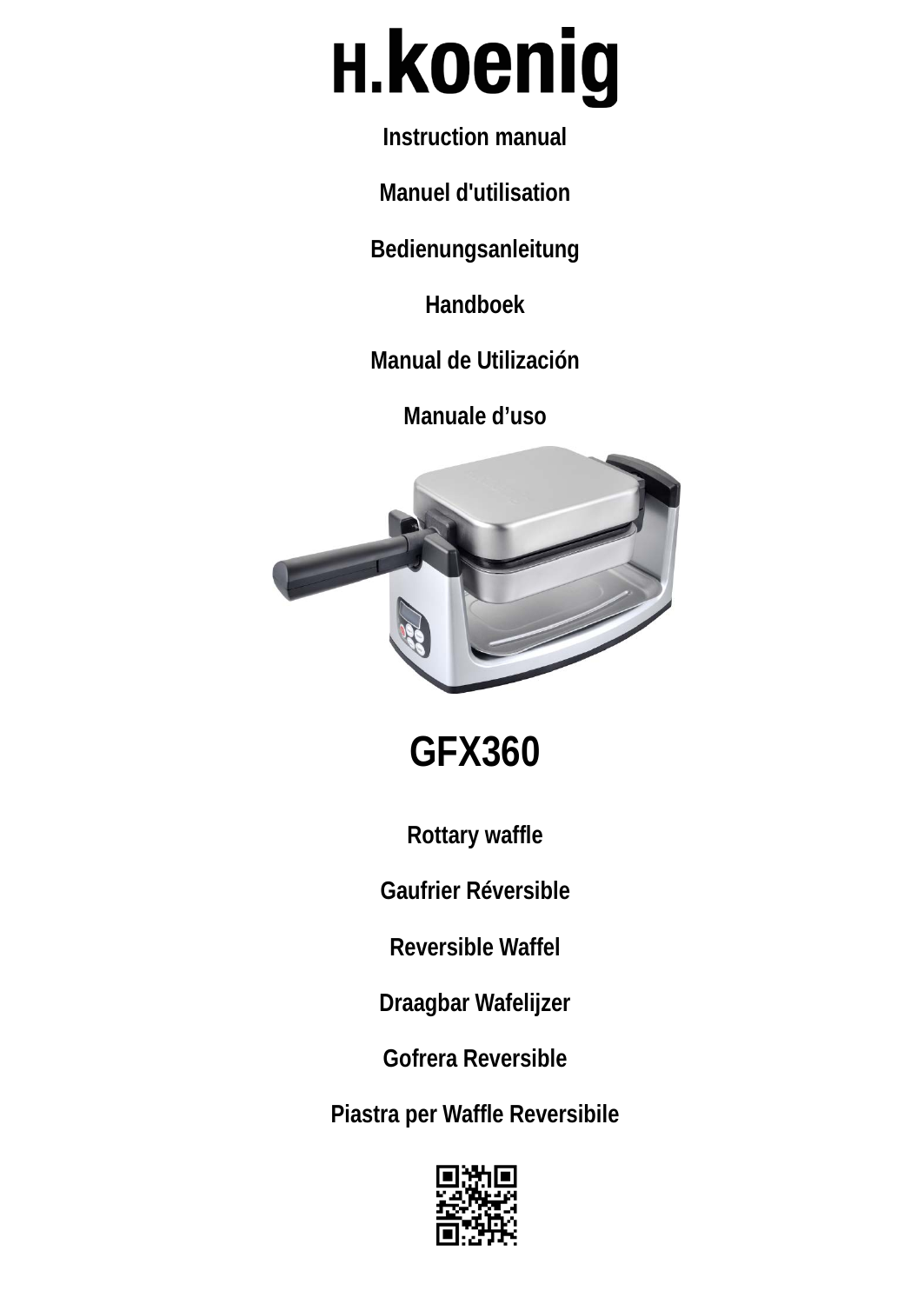# H.koenig

**Instruction manual**

**Manuel d'utilisation**

**Bedienungsanleitung**

**Handboek**

**Manual de Utilización**

**Manuale d’uso**

# GFX360

**Rottary waffle**

**Gaufrier Réversible**

**Reversible Waffel**

**Draagbar Wafelijzer**

**Gofrera Reversible**

**Piastra per Waffle Reversibile**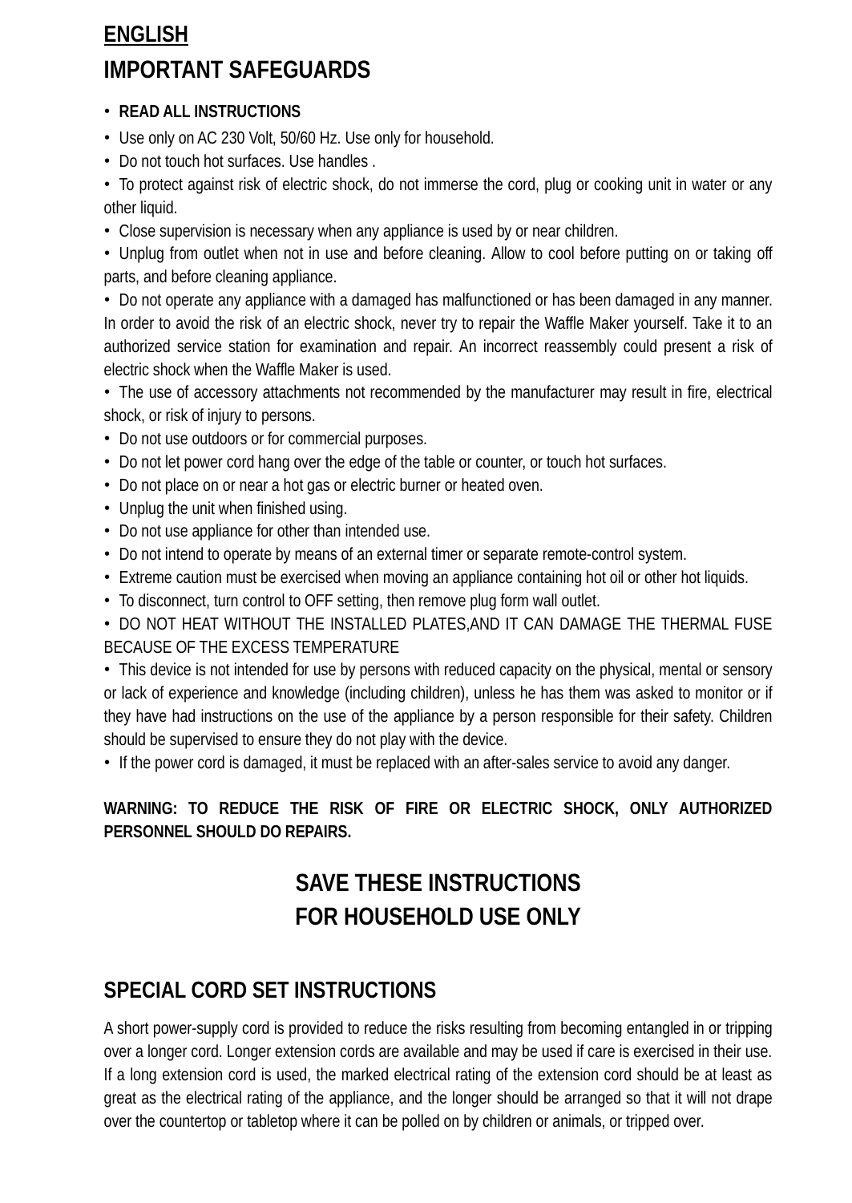**ENGLISH**

## IMPORTANT SAFEGUARDS

- **READ ALL INSTRUCTIONS**
- Use only on AC 230 Volt, 50/60 Hz. Use only for household.
- Do not touch hot surfaces. Use handles .
- To protect against risk of electric shock, do not immerse the cord, plug or cooking unit in water or any other liquid.
- Close supervision is necessary when any appliance is used by or near children.
- Unplug from outlet when not in use and before cleaning. Allow to cool before putting on or taking off parts, and before cleaning appliance.
- Do not operate any appliance with a damaged has malfunctioned or has been damaged in any manner. In order to avoid the risk of an electric shock, never try to repair the Waffle Maker yourself. Take it to an authorized service station for examination and repair. An incorrect reassembly could present a risk of electric shock when the Waffle Maker is used.
- The use of accessory attachments not recommended by the manufacturer may result in fire, electrical shock, or risk of injury to persons.
- Do not use outdoors or for commercial purposes.
- Do not let power cord hang over the edge of the table or counter, or touch hot surfaces.
- Do not place on or near a hot gas or electric burner or heated oven.
- Unplug the unit when finished using.
- Do not use appliance for other than intended use.
- Do not intend to operate by means of an external timer or separate remote-control system.
- Extreme caution must be exercised when moving an appliance containing hot oil or other hot liquids.
- To disconnect, turn control to OFF setting, then remove plug form wall outlet.
- DO NOT HEAT WITHOUT THE INSTALLED PLATES,AND IT CAN DAMAGE THE THERMAL FUSE BECAUSE OF THE EXCESS TEMPERATURE
- This device is not intended for use by persons with reduced capacity on the physical, mental or sensory or lack of experience and knowledge (including children), unless he has them was asked to monitor or if they have had instructions on the use of the appliance by a person responsible for their safety. Children should be supervised to ensure they do not play with the device.
- If the power cord is damaged, it must be replaced with an after-sales service to avoid any danger.

**WARNING: TO REDUCE THE RISK OF FIRE OR ELECTRIC SHOCK, ONLY AUTHORIZED PERSONNEL SHOULD DO REPAIRS.**

**SAVE THESE INSTRUCTIONS**
**FOR HOUSEHOLD USE ONLY**

## SPECIAL CORD SET INSTRUCTIONS

A short power-supply cord is provided to reduce the risks resulting from becoming entangled in or tripping over a longer cord. Longer extension cords are available and may be used if care is exercised in their use. If a long extension cord is used, the marked electrical rating of the extension cord should be at least as great as the electrical rating of the appliance, and the longer should be arranged so that it will not drape over the countertop or tabletop where it can be polled on by children or animals, or tripped over.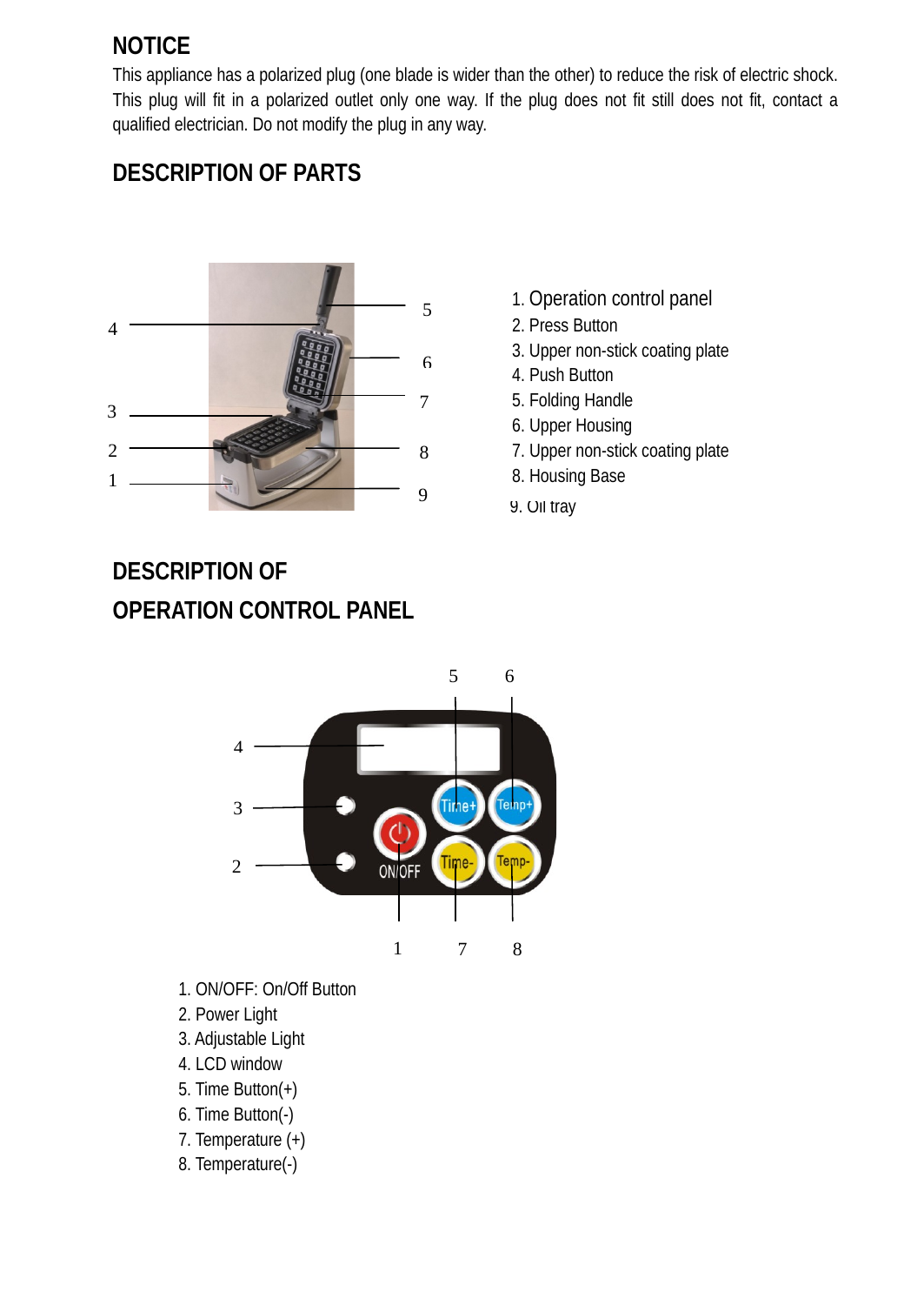## NOTICE

This appliance has a polarized plug (one blade is wider than the other) to reduce the risk of electric shock. This plug will fit in a polarized outlet only one way. If the plug does not fit still does not fit, contact a qualified electrician. Do not modify the plug in any way.

## DESCRIPTION OF PARTS

1. Operation control panel
2. Press Button
3. Upper non-stick coating plate
4. Push Button
5. Folding Handle
6. Upper Housing
7. Upper non-stick coating plate
8. Housing Base
9. Oil tray

## DESCRIPTION OF OPERATION CONTROL PANEL

1. ON/OFF: On/Off Button
2. Power Light
3. Adjustable Light
4. LCD window
5. Time Button(+)
6. Time Button(-)
7. Temperature (+)
8. Temperature(-)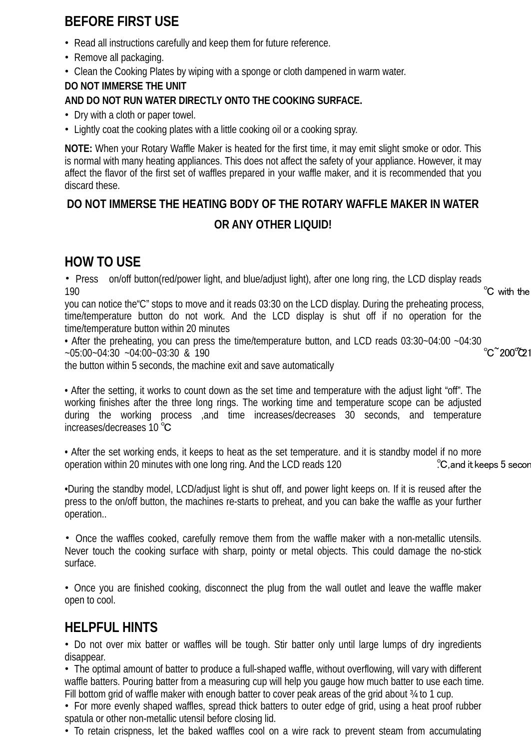## BEFORE FIRST USE

- Read all instructions carefully and keep them for future reference.
- Remove all packaging.
- Clean the Cooking Plates by wiping with a sponge or cloth dampened in warm water.

**DO NOT IMMERSE THE UNIT**
**AND DO NOT RUN WATER DIRECTLY ONTO THE COOKING SURFACE.**

- Dry with a cloth or paper towel.
- Lightly coat the cooking plates with a little cooking oil or a cooking spray.

**NOTE:** When your Rotary Waffle Maker is heated for the first time, it may emit slight smoke or odor. This is normal with many heating appliances. This does not affect the safety of your appliance. However, it may affect the flavor of the first set of waffles prepared in your waffle maker, and it is recommended that you discard these.

**DO NOT IMMERSE THE HEATING BODY OF THE ROTARY WAFFLE MAKER IN WATER OR ANY OTHER LIQUID!**

## HOW TO USE

- Press on/off button(red/power light, and blue/adjust light), after one long ring, the LCD display reads 190 ℃ with the you can notice the"C" stops to move and it reads 03:30 on the LCD display. During the preheating process, time/temperature button do not work. And the LCD display is shut off if no operation for the time/temperature button within 20 minutes
- After the preheating, you can press the time/temperature button, and LCD reads 03:30~04:00 ~04:30 ~05:00~04:30 ~04:00~03:30 & 190 ℃~200℃21 the button within 5 seconds, the machine exit and save automatically

- After the setting, it works to count down as the set time and temperature with the adjust light "off". The working finishes after the three long rings. The working time and temperature scope can be adjusted during the working process ,and time increases/decreases 30 seconds, and temperature increases/decreases 10 ℃

- After the set working ends, it keeps to heat as the set temperature. and it is standby model if no more operation within 20 minutes with one long ring. And the LCD reads 120 ℃,and it keeps 5 secon

- During the standby model, LCD/adjust light is shut off, and power light keeps on. If it is reused after the press to the on/off button, the machines re-starts to preheat, and you can bake the waffle as your further operation..

- Once the waffles cooked, carefully remove them from the waffle maker with a non-metallic utensils. Never touch the cooking surface with sharp, pointy or metal objects. This could damage the no-stick surface.

- Once you are finished cooking, disconnect the plug from the wall outlet and leave the waffle maker open to cool.

## HELPFUL HINTS

- Do not over mix batter or waffles will be tough. Stir batter only until large lumps of dry ingredients disappear.
- The optimal amount of batter to produce a full-shaped waffle, without overflowing, will vary with different waffle batters. Pouring batter from a measuring cup will help you gauge how much batter to use each time. Fill bottom grid of waffle maker with enough batter to cover peak areas of the grid about ¾ to 1 cup.
- For more evenly shaped waffles, spread thick batters to outer edge of grid, using a heat proof rubber spatula or other non-metallic utensil before closing lid.
- To retain crispness, let the baked waffles cool on a wire rack to prevent steam from accumulating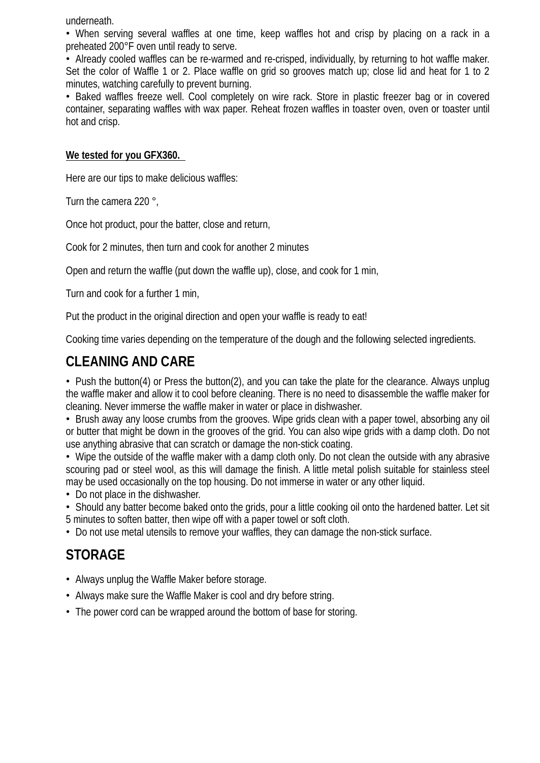underneath.

- When serving several waffles at one time, keep waffles hot and crisp by placing on a rack in a preheated 200°F oven until ready to serve.
- Already cooled waffles can be re-warmed and re-crisped, individually, by returning to hot waffle maker. Set the color of Waffle 1 or 2. Place waffle on grid so grooves match up; close lid and heat for 1 to 2 minutes, watching carefully to prevent burning.
- Baked waffles freeze well. Cool completely on wire rack. Store in plastic freezer bag or in covered container, separating waffles with wax paper. Reheat frozen waffles in toaster oven, oven or toaster until hot and crisp.

**We tested for you GFX360.**

Here are our tips to make delicious waffles:

Turn the camera 220 °,

Once hot product, pour the batter, close and return,

Cook for 2 minutes, then turn and cook for another 2 minutes

Open and return the waffle (put down the waffle up), close, and cook for 1 min,

Turn and cook for a further 1 min,

Put the product in the original direction and open your waffle is ready to eat!

Cooking time varies depending on the temperature of the dough and the following selected ingredients.

## CLEANING AND CARE

- Push the button(4) or Press the button(2), and you can take the plate for the clearance. Always unplug the waffle maker and allow it to cool before cleaning. There is no need to disassemble the waffle maker for cleaning. Never immerse the waffle maker in water or place in dishwasher.
- Brush away any loose crumbs from the grooves. Wipe grids clean with a paper towel, absorbing any oil or butter that might be down in the grooves of the grid. You can also wipe grids with a damp cloth. Do not use anything abrasive that can scratch or damage the non-stick coating.
- Wipe the outside of the waffle maker with a damp cloth only. Do not clean the outside with any abrasive scouring pad or steel wool, as this will damage the finish. A little metal polish suitable for stainless steel may be used occasionally on the top housing. Do not immerse in water or any other liquid.
- Do not place in the dishwasher.
- Should any batter become baked onto the grids, pour a little cooking oil onto the hardened batter. Let sit 5 minutes to soften batter, then wipe off with a paper towel or soft cloth.
- Do not use metal utensils to remove your waffles, they can damage the non-stick surface.

## STORAGE

- Always unplug the Waffle Maker before storage.
- Always make sure the Waffle Maker is cool and dry before string.
- The power cord can be wrapped around the bottom of base for storing.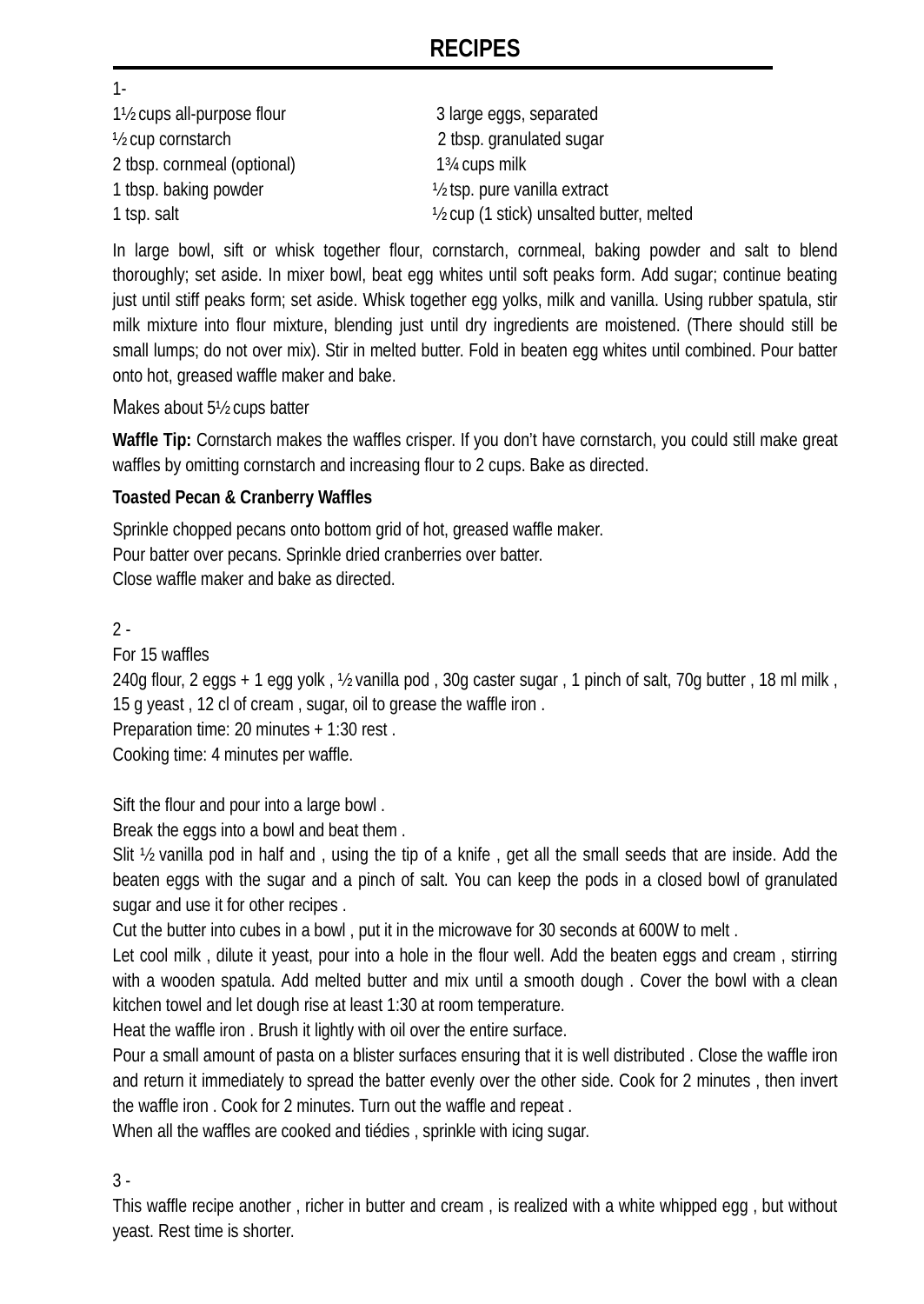# RECIPES

1-

1½ cups all-purpose flour
½ cup cornstarch
2 tbsp. cornmeal (optional)
1 tbsp. baking powder
1 tsp. salt
3 large eggs, separated
2 tbsp. granulated sugar
1¾ cups milk
½ tsp. pure vanilla extract
½ cup (1 stick) unsalted butter, melted

In large bowl, sift or whisk together flour, cornstarch, cornmeal, baking powder and salt to blend thoroughly; set aside. In mixer bowl, beat egg whites until soft peaks form. Add sugar; continue beating just until stiff peaks form; set aside. Whisk together egg yolks, milk and vanilla. Using rubber spatula, stir milk mixture into flour mixture, blending just until dry ingredients are moistened. (There should still be small lumps; do not over mix). Stir in melted butter. Fold in beaten egg whites until combined. Pour batter onto hot, greased waffle maker and bake.

Makes about 5½ cups batter

**Waffle Tip:** Cornstarch makes the waffles crisper. If you don't have cornstarch, you could still make great waffles by omitting cornstarch and increasing flour to 2 cups. Bake as directed.

**Toasted Pecan & Cranberry Waffles**

Sprinkle chopped pecans onto bottom grid of hot, greased waffle maker.
Pour batter over pecans. Sprinkle dried cranberries over batter.
Close waffle maker and bake as directed.

2 -

For 15 waffles
240g flour, 2 eggs + 1 egg yolk , ½ vanilla pod , 30g caster sugar , 1 pinch of salt, 70g butter , 18 ml milk , 15 g yeast , 12 cl of cream , sugar, oil to grease the waffle iron .
Preparation time: 20 minutes + 1:30 rest .
Cooking time: 4 minutes per waffle.

Sift the flour and pour into a large bowl .
Break the eggs into a bowl and beat them .
Slit ½ vanilla pod in half and , using the tip of a knife , get all the small seeds that are inside. Add the beaten eggs with the sugar and a pinch of salt. You can keep the pods in a closed bowl of granulated sugar and use it for other recipes .
Cut the butter into cubes in a bowl , put it in the microwave for 30 seconds at 600W to melt .
Let cool milk , dilute it yeast, pour into a hole in the flour well. Add the beaten eggs and cream , stirring with a wooden spatula. Add melted butter and mix until a smooth dough . Cover the bowl with a clean kitchen towel and let dough rise at least 1:30 at room temperature.
Heat the waffle iron . Brush it lightly with oil over the entire surface.
Pour a small amount of pasta on a blister surfaces ensuring that it is well distributed . Close the waffle iron and return it immediately to spread the batter evenly over the other side. Cook for 2 minutes , then invert the waffle iron . Cook for 2 minutes. Turn out the waffle and repeat .
When all the waffles are cooked and tiédies , sprinkle with icing sugar.

3 -

This waffle recipe another , richer in butter and cream , is realized with a white whipped egg , but without yeast. Rest time is shorter.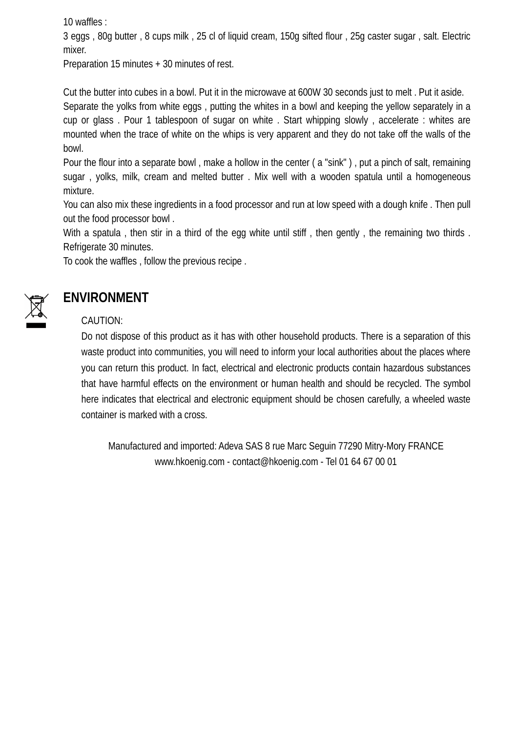10 waffles :

3 eggs , 80g butter , 8 cups milk , 25 cl of liquid cream, 150g sifted flour , 25g caster sugar , salt. Electric mixer.

Preparation 15 minutes + 30 minutes of rest.

Cut the butter into cubes in a bowl. Put it in the microwave at 600W 30 seconds just to melt . Put it aside.

Separate the yolks from white eggs , putting the whites in a bowl and keeping the yellow separately in a cup or glass . Pour 1 tablespoon of sugar on white . Start whipping slowly , accelerate : whites are mounted when the trace of white on the whips is very apparent and they do not take off the walls of the bowl.

Pour the flour into a separate bowl , make a hollow in the center ( a "sink" ) , put a pinch of salt, remaining sugar , yolks, milk, cream and melted butter . Mix well with a wooden spatula until a homogeneous mixture.

You can also mix these ingredients in a food processor and run at low speed with a dough knife . Then pull out the food processor bowl .

With a spatula , then stir in a third of the egg white until stiff , then gently , the remaining two thirds . Refrigerate 30 minutes.

To cook the waffles , follow the previous recipe .

## ENVIRONMENT

CAUTION:

Do not dispose of this product as it has with other household products. There is a separation of this waste product into communities, you will need to inform your local authorities about the places where you can return this product. In fact, electrical and electronic products contain hazardous substances that have harmful effects on the environment or human health and should be recycled. The symbol here indicates that electrical and electronic equipment should be chosen carefully, a wheeled waste container is marked with a cross.

Manufactured and imported: Adeva SAS 8 rue Marc Seguin 77290 Mitry-Mory FRANCE
www.hkoenig.com - contact@hkoenig.com - Tel 01 64 67 00 01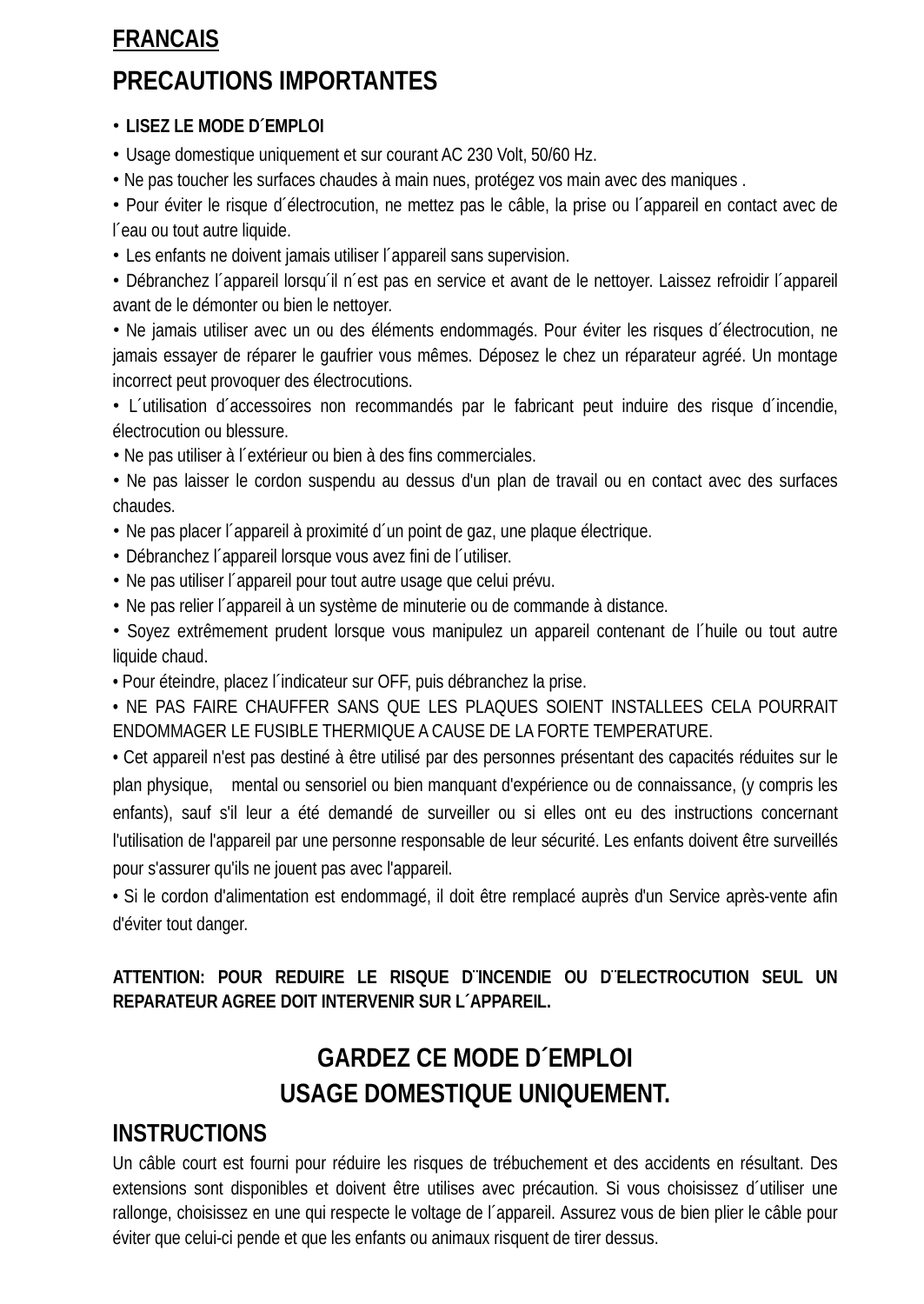## FRANCAIS

## PRECAUTIONS IMPORTANTES

- **LISEZ LE MODE D´EMPLOI**
- Usage domestique uniquement et sur courant AC 230 Volt, 50/60 Hz.
- Ne pas toucher les surfaces chaudes à main nues, protégez vos main avec des maniques .
- Pour éviter le risque d´électrocution, ne mettez pas le câble, la prise ou l´appareil en contact avec de l´eau ou tout autre liquide.
- Les enfants ne doivent jamais utiliser l´appareil sans supervision.
- Débranchez l´appareil lorsqu´il n´est pas en service et avant de le nettoyer. Laissez refroidir l´appareil avant de le démonter ou bien le nettoyer.
- Ne jamais utiliser avec un ou des éléments endommagés. Pour éviter les risques d´électrocution, ne jamais essayer de réparer le gaufrier vous mêmes. Déposez le chez un réparateur agréé. Un montage incorrect peut provoquer des électrocutions.
- L´utilisation d´accessoires non recommandés par le fabricant peut induire des risque d´incendie, électrocution ou blessure.
- Ne pas utiliser à l´extérieur ou bien à des fins commerciales.
- Ne pas laisser le cordon suspendu au dessus d'un plan de travail ou en contact avec des surfaces chaudes.
- Ne pas placer l´appareil à proximité d´un point de gaz, une plaque électrique.
- Débranchez l´appareil lorsque vous avez fini de l´utiliser.
- Ne pas utiliser l´appareil pour tout autre usage que celui prévu.
- Ne pas relier l´appareil à un système de minuterie ou de commande à distance.
- Soyez extrêmement prudent lorsque vous manipulez un appareil contenant de l´huile ou tout autre liquide chaud.
- Pour éteindre, placez l´indicateur sur OFF, puis débranchez la prise.
- NE PAS FAIRE CHAUFFER SANS QUE LES PLAQUES SOIENT INSTALLEES CELA POURRAIT ENDOMMAGER LE FUSIBLE THERMIQUE A CAUSE DE LA FORTE TEMPERATURE.
- Cet appareil n'est pas destiné à être utilisé par des personnes présentant des capacités réduites sur le plan physique, mental ou sensoriel ou bien manquant d'expérience ou de connaissance, (y compris les enfants), sauf s'il leur a été demandé de surveiller ou si elles ont eu des instructions concernant l'utilisation de l'appareil par une personne responsable de leur sécurité. Les enfants doivent être surveillés pour s'assurer qu'ils ne jouent pas avec l'appareil.
- Si le cordon d'alimentation est endommagé, il doit être remplacé auprès d'un Service après-vente afin d'éviter tout danger.

**ATTENTION: POUR REDUIRE LE RISQUE D¨INCENDIE OU D¨ELECTROCUTION SEUL UN REPARATEUR AGREE DOIT INTERVENIR SUR L´APPAREIL.**

**GARDEZ CE MODE D´EMPLOI**

**USAGE DOMESTIQUE UNIQUEMENT.**

## INSTRUCTIONS

Un câble court est fourni pour réduire les risques de trébuchement et des accidents en résultant. Des extensions sont disponibles et doivent être utilises avec précaution. Si vous choisissez d´utiliser une rallonge, choisissez en une qui respecte le voltage de l´appareil. Assurez vous de bien plier le câble pour éviter que celui-ci pende et que les enfants ou animaux risquent de tirer dessus.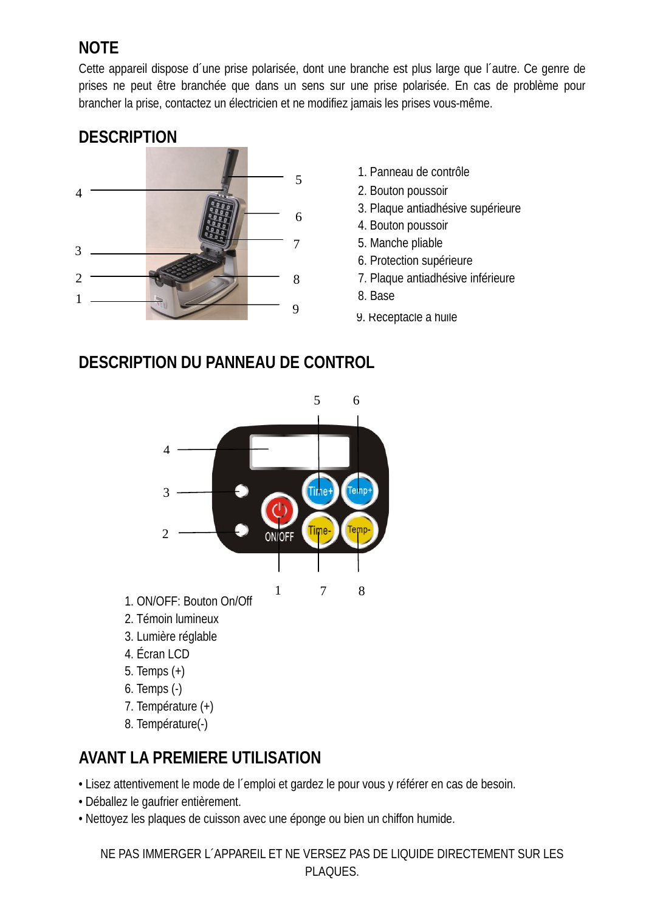## NOTE

Cette appareil dispose d´une prise polarisée, dont une branche est plus large que l´autre. Ce genre de prises ne peut être branchée que dans un sens sur une prise polarisée. En cas de problème pour brancher la prise, contactez un électricien et ne modifiez jamais les prises vous-même.

## DESCRIPTION

1. Panneau de contrôle
2. Bouton poussoir
3. Plaque antiadhésive supérieure
4. Bouton poussoir
5. Manche pliable
6. Protection supérieure
7. Plaque antiadhésive inférieure
8. Base
9. Receptacle à huile

## DESCRIPTION DU PANNEAU DE CONTROL

1. ON/OFF: Bouton On/Off
2. Témoin lumineux
3. Lumière réglable
4. Écran LCD
5. Temps (+)
6. Temps (-)
7. Température (+)
8. Température(-)

## AVANT LA PREMIERE UTILISATION

- Lisez attentivement le mode de l´emploi et gardez le pour vous y référer en cas de besoin.
- Déballez le gaufrier entièrement.
- Nettoyez les plaques de cuisson avec une éponge ou bien un chiffon humide.

NE PAS IMMERGER L´APPAREIL ET NE VERSEZ PAS DE LIQUIDE DIRECTEMENT SUR LES PLAQUES.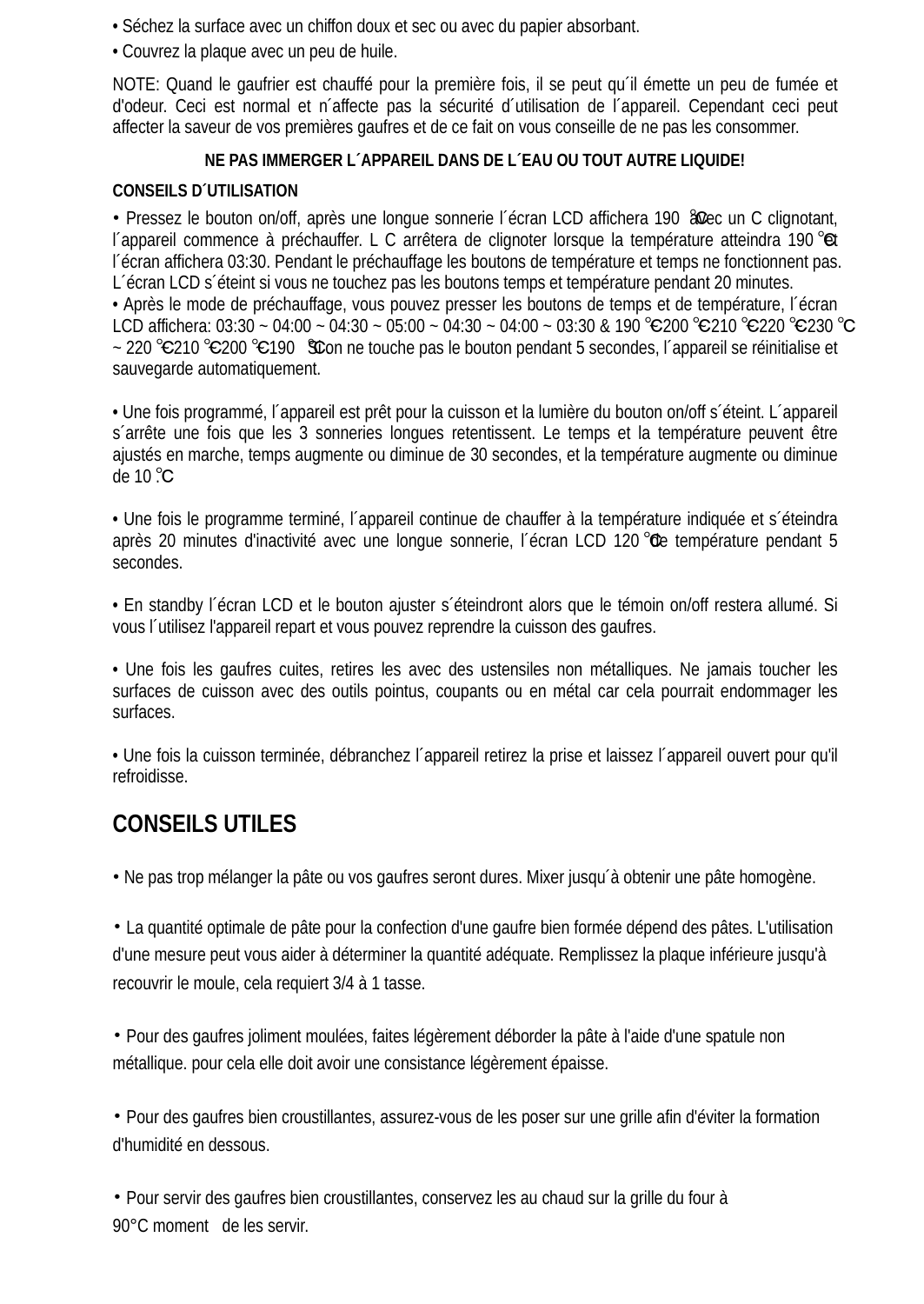• Séchez la surface avec un chiffon doux et sec ou avec du papier absorbant.

• Couvrez la plaque avec un peu de huile.

NOTE: Quand le gaufrier est chauffé pour la première fois, il se peut qu´il émette un peu de fumée et d'odeur. Ceci est normal et n´affecte pas la sécurité d´utilisation de l´appareil. Cependant ceci peut affecter la saveur de vos premières gaufres et de ce fait on vous conseille de ne pas les consommer.

**NE PAS IMMERGER L´APPAREIL DANS DE L´EAU OU TOUT AUTRE LIQUIDE!**

**CONSEILS D´UTILISATION**

• Pressez le bouton on/off, après une longue sonnerie l´écran LCD affichera 190 ℃ avec un C clignotant, l´appareil commence à préchauffer. L C arrêtera de clignoter lorsque la température atteindra 190 ℃ et l´écran affichera 03:30. Pendant le préchauffage les boutons de température et temps ne fonctionnent pas. L´écran LCD s´éteint si vous ne touchez pas les boutons temps et température pendant 20 minutes.

• Après le mode de préchauffage, vous pouvez presser les boutons de temps et de température, l´écran LCD affichera: 03:30 ~ 04:00 ~ 04:30 ~ 05:00 ~ 04:30 ~ 04:00 ~ 03:30 & 190 ℃~200 ℃~210 ℃~220 ℃~230 ℃ ~ 220 ℃~210 ℃~200 ℃~190 ℃. Si on ne touche pas le bouton pendant 5 secondes, l´appareil se réinitialise et sauvegarde automatiquement.

• Une fois programmé, l´appareil est prêt pour la cuisson et la lumière du bouton on/off s´éteint. L´appareil s´arrête une fois que les 3 sonneries longues retentissent. Le temps et la température peuvent être ajustés en marche, temps augmente ou diminue de 30 secondes, et la température augmente ou diminue de 10 ℃.

• Une fois le programme terminé, l´appareil continue de chauffer à la température indiquée et s´éteindra après 20 minutes d'inactivité avec une longue sonnerie, l´écran LCD 120 ℃ de température pendant 5 secondes.

• En standby l´écran LCD et le bouton ajuster s´éteindront alors que le témoin on/off restera allumé. Si vous l´utilisez l'appareil repart et vous pouvez reprendre la cuisson des gaufres.

• Une fois les gaufres cuites, retires les avec des ustensiles non métalliques. Ne jamais toucher les surfaces de cuisson avec des outils pointus, coupants ou en métal car cela pourrait endommager les surfaces.

• Une fois la cuisson terminée, débranchez l´appareil retirez la prise et laissez l´appareil ouvert pour qu'il refroidisse.

## CONSEILS UTILES

• Ne pas trop mélanger la pâte ou vos gaufres seront dures. Mixer jusqu´à obtenir une pâte homogène.

• La quantité optimale de pâte pour la confection d'une gaufre bien formée dépend des pâtes. L'utilisation d'une mesure peut vous aider à déterminer la quantité adéquate. Remplissez la plaque inférieure jusqu'à recouvrir le moule, cela requiert 3/4 à 1 tasse.

• Pour des gaufres joliment moulées, faites légèrement déborder la pâte à l'aide d'une spatule non métallique. pour cela elle doit avoir une consistance légèrement épaisse.

• Pour des gaufres bien croustillantes, assurez-vous de les poser sur une grille afin d'éviter la formation d'humidité en dessous.

• Pour servir des gaufres bien croustillantes, conservez les au chaud sur la grille du four à 90°C moment de les servir.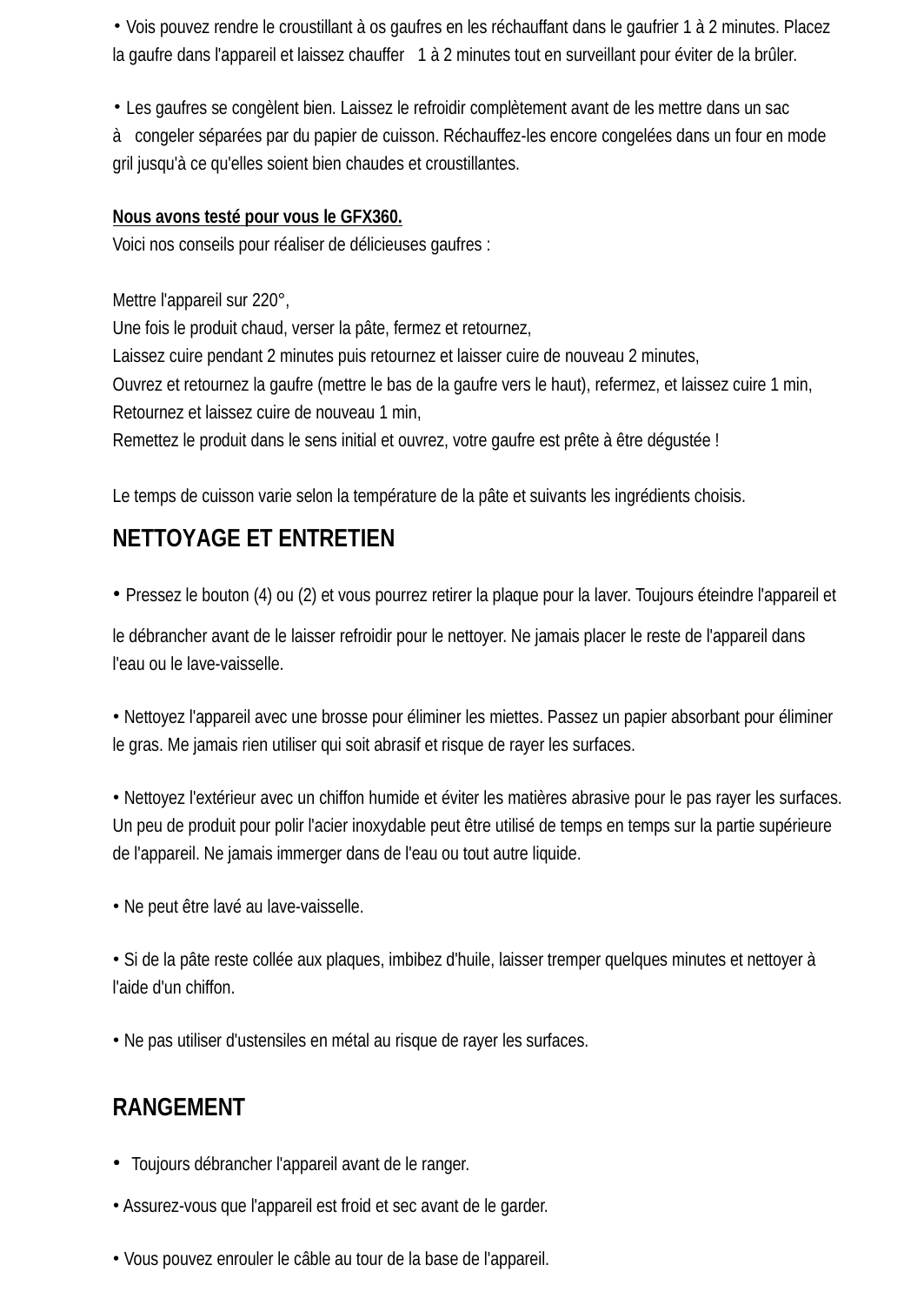- Vois pouvez rendre le croustillant à os gaufres en les réchauffant dans le gaufrier 1 à 2 minutes. Placez la gaufre dans l'appareil et laissez chauffer 1 à 2 minutes tout en surveillant pour éviter de la brûler.

- Les gaufres se congèlent bien. Laissez le refroidir complètement avant de les mettre dans un sac à congeler séparées par du papier de cuisson. Réchauffez-les encore congelées dans un four en mode gril jusqu'à ce qu'elles soient bien chaudes et croustillantes.

**Nous avons testé pour vous le GFX360.**
Voici nos conseils pour réaliser de délicieuses gaufres :

Mettre l'appareil sur 220°,
Une fois le produit chaud, verser la pâte, fermez et retournez,
Laissez cuire pendant 2 minutes puis retournez et laisser cuire de nouveau 2 minutes,
Ouvrez et retournez la gaufre (mettre le bas de la gaufre vers le haut), refermez, et laissez cuire 1 min,
Retournez et laissez cuire de nouveau 1 min,
Remettez le produit dans le sens initial et ouvrez, votre gaufre est prête à être dégustée !

Le temps de cuisson varie selon la température de la pâte et suivants les ingrédients choisis.

## NETTOYAGE ET ENTRETIEN

- Pressez le bouton (4) ou (2) et vous pourrez retirer la plaque pour la laver. Toujours éteindre l'appareil et le débrancher avant de le laisser refroidir pour le nettoyer. Ne jamais placer le reste de l'appareil dans l'eau ou le lave-vaisselle.

- Nettoyez l'appareil avec une brosse pour éliminer les miettes. Passez un papier absorbant pour éliminer le gras. Me jamais rien utiliser qui soit abrasif et risque de rayer les surfaces.

- Nettoyez l'extérieur avec un chiffon humide et éviter les matières abrasive pour le pas rayer les surfaces. Un peu de produit pour polir l'acier inoxydable peut être utilisé de temps en temps sur la partie supérieure de l'appareil. Ne jamais immerger dans de l'eau ou tout autre liquide.

- Ne peut être lavé au lave-vaisselle.

- Si de la pâte reste collée aux plaques, imbibez d'huile, laisser tremper quelques minutes et nettoyer à l'aide d'un chiffon.

- Ne pas utiliser d'ustensiles en métal au risque de rayer les surfaces.

## RANGEMENT

- Toujours débrancher l'appareil avant de le ranger.
- Assurez-vous que l'appareil est froid et sec avant de le garder.

- Vous pouvez enrouler le câble au tour de la base de l'appareil.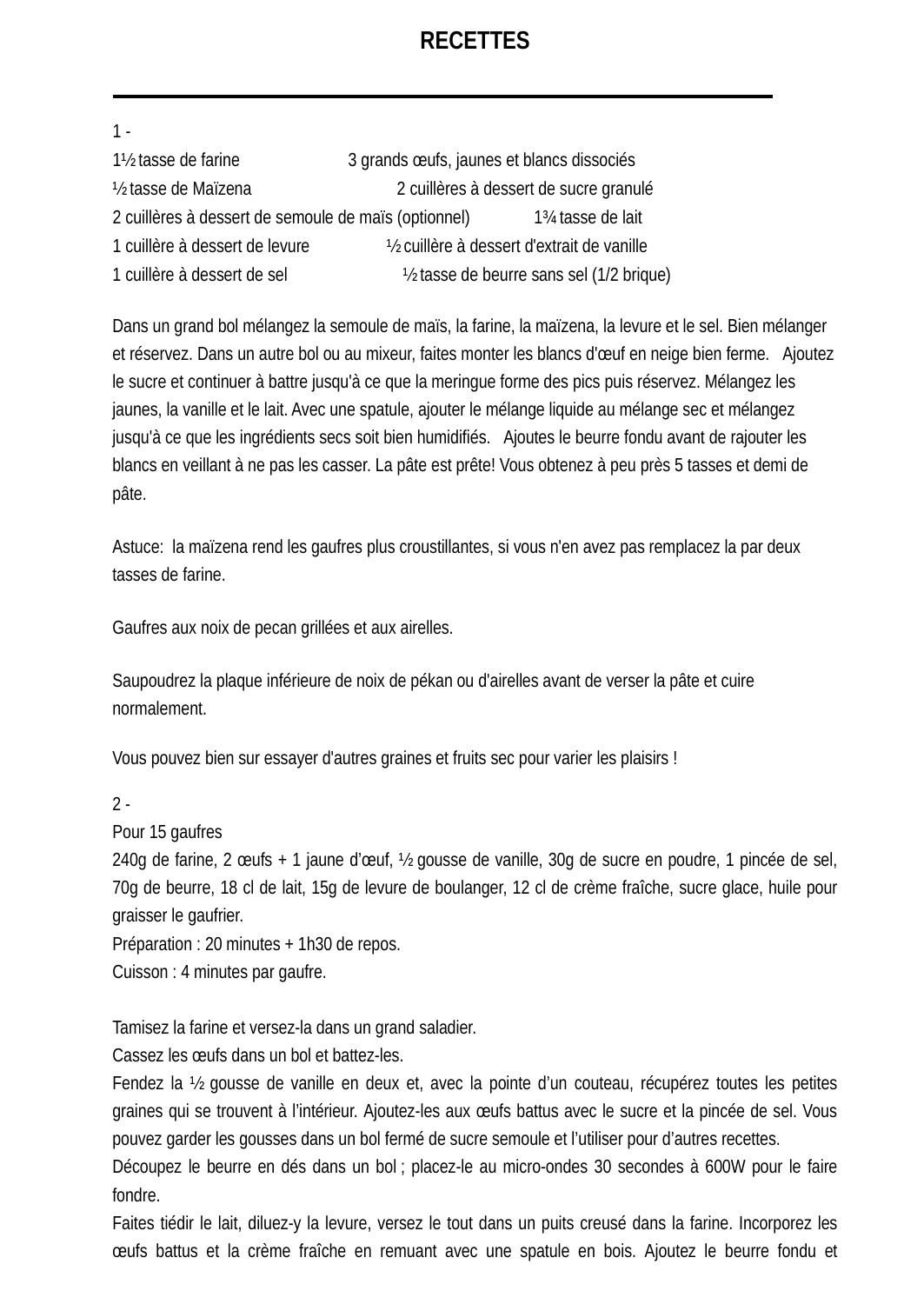# RECETTES

---

1 -

1½ tasse de farine  
½ tasse de Maïzena  
2 cuillères à dessert de semoule de maïs (optionnel)  
1 cuillère à dessert de levure  
1 cuillère à dessert de sel  
3 grands œufs, jaunes et blancs dissociés  
2 cuillères à dessert de sucre granulé  
1¾ tasse de lait  
½ cuillère à dessert d'extrait de vanille  
½ tasse de beurre sans sel (1/2 brique)

Dans un grand bol mélangez la semoule de maïs, la farine, la maïzena, la levure et le sel. Bien mélanger et réservez. Dans un autre bol ou au mixeur, faites monter les blancs d'œuf en neige bien ferme. Ajoutez le sucre et continuer à battre jusqu'à ce que la meringue forme des pics puis réservez. Mélangez les jaunes, la vanille et le lait. Avec une spatule, ajouter le mélange liquide au mélange sec et mélangez jusqu'à ce que les ingrédients secs soit bien humidifiés. Ajoutes le beurre fondu avant de rajouter les blancs en veillant à ne pas les casser. La pâte est prête! Vous obtenez à peu près 5 tasses et demi de pâte.

Astuce: la maïzena rend les gaufres plus croustillantes, si vous n'en avez pas remplacez la par deux tasses de farine.

Gaufres aux noix de pecan grillées et aux airelles.

Saupoudrez la plaque inférieure de noix de pékan ou d'airelles avant de verser la pâte et cuire normalement.

Vous pouvez bien sur essayer d'autres graines et fruits sec pour varier les plaisirs !

2 -

Pour 15 gaufres  
240g de farine, 2 œufs + 1 jaune d'œuf, ½ gousse de vanille, 30g de sucre en poudre, 1 pincée de sel, 70g de beurre, 18 cl de lait, 15g de levure de boulanger, 12 cl de crème fraîche, sucre glace, huile pour graisser le gaufrier.  
Préparation : 20 minutes + 1h30 de repos.  
Cuisson : 4 minutes par gaufre.

Tamisez la farine et versez-la dans un grand saladier.  
Cassez les œufs dans un bol et battez-les.  
Fendez la ½ gousse de vanille en deux et, avec la pointe d'un couteau, récupérez toutes les petites graines qui se trouvent à l'intérieur. Ajoutez-les aux œufs battus avec le sucre et la pincée de sel. Vous pouvez garder les gousses dans un bol fermé de sucre semoule et l'utiliser pour d'autres recettes.  
Découpez le beurre en dés dans un bol ; placez-le au micro-ondes 30 secondes à 600W pour le faire fondre.  
Faites tiédir le lait, diluez-y la levure, versez le tout dans un puits creusé dans la farine. Incorporez les œufs battus et la crème fraîche en remuant avec une spatule en bois. Ajoutez le beurre fondu et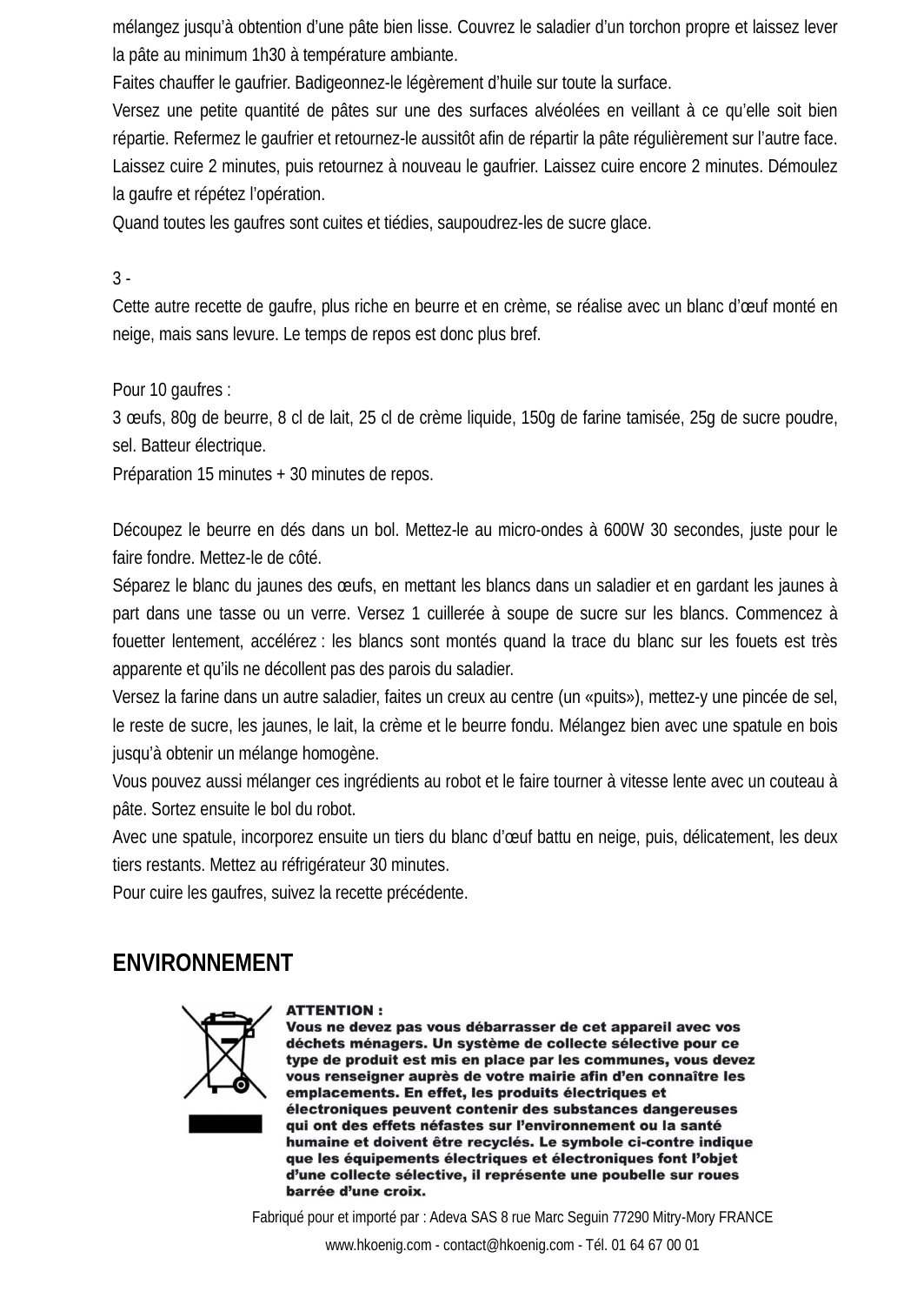mélangez jusqu'à obtention d'une pâte bien lisse. Couvrez le saladier d'un torchon propre et laissez lever la pâte au minimum 1h30 à température ambiante.

Faites chauffer le gaufrier. Badigeonnez-le légèrement d'huile sur toute la surface.

Versez une petite quantité de pâtes sur une des surfaces alvéolées en veillant à ce qu'elle soit bien répartie. Refermez le gaufrier et retournez-le aussitôt afin de répartir la pâte régulièrement sur l'autre face. Laissez cuire 2 minutes, puis retournez à nouveau le gaufrier. Laissez cuire encore 2 minutes. Démoulez la gaufre et répétez l'opération.

Quand toutes les gaufres sont cuites et tiédies, saupoudrez-les de sucre glace.

3 -

Cette autre recette de gaufre, plus riche en beurre et en crème, se réalise avec un blanc d'œuf monté en neige, mais sans levure. Le temps de repos est donc plus bref.

Pour 10 gaufres :

3 œufs, 80g de beurre, 8 cl de lait, 25 cl de crème liquide, 150g de farine tamisée, 25g de sucre poudre, sel. Batteur électrique.

Préparation 15 minutes + 30 minutes de repos.

Découpez le beurre en dés dans un bol. Mettez-le au micro-ondes à 600W 30 secondes, juste pour le faire fondre. Mettez-le de côté.

Séparez le blanc du jaunes des œufs, en mettant les blancs dans un saladier et en gardant les jaunes à part dans une tasse ou un verre. Versez 1 cuillerée à soupe de sucre sur les blancs. Commencez à fouetter lentement, accélérez : les blancs sont montés quand la trace du blanc sur les fouets est très apparente et qu'ils ne décollent pas des parois du saladier.

Versez la farine dans un autre saladier, faites un creux au centre (un «puits»), mettez-y une pincée de sel, le reste de sucre, les jaunes, le lait, la crème et le beurre fondu. Mélangez bien avec une spatule en bois jusqu'à obtenir un mélange homogène.

Vous pouvez aussi mélanger ces ingrédients au robot et le faire tourner à vitesse lente avec un couteau à pâte. Sortez ensuite le bol du robot.

Avec une spatule, incorporez ensuite un tiers du blanc d'œuf battu en neige, puis, délicatement, les deux tiers restants. Mettez au réfrigérateur 30 minutes.

Pour cuire les gaufres, suivez la recette précédente.

## ENVIRONNEMENT

**ATTENTION :**
**Vous ne devez pas vous débarrasser de cet appareil avec vos déchets ménagers. Un système de collecte sélective pour ce type de produit est mis en place par les communes, vous devez vous renseigner auprès de votre mairie afin d'en connaître les emplacements. En effet, les produits électriques et électroniques peuvent contenir des substances dangereuses qui ont des effets néfastes sur l'environnement ou la santé humaine et doivent être recyclés. Le symbole ci-contre indique que les équipements électriques et électroniques font l'objet d'une collecte sélective, il représente une poubelle sur roues barrée d'une croix.**

Fabriqué pour et importé par : Adeva SAS 8 rue Marc Seguin 77290 Mitry-Mory FRANCE

www.hkoenig.com - contact@hkoenig.com - Tél. 01 64 67 00 01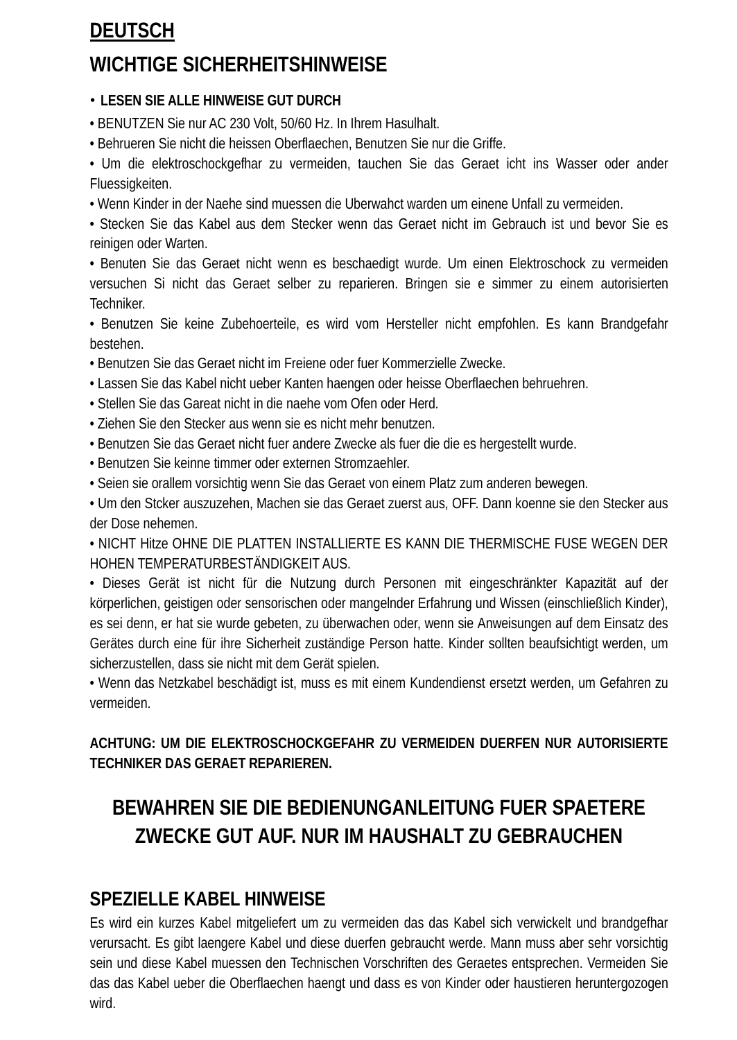**DEUTSCH**

## WICHTIGE SICHERHEITSHINWEISE

- **LESEN SIE ALLE HINWEISE GUT DURCH**
- BENUTZEN Sie nur AC 230 Volt, 50/60 Hz. In Ihrem Hasulhalt.
- Behrueren Sie nicht die heissen Oberflaechen, Benutzen Sie nur die Griffe.
- Um die elektroschockgefhar zu vermeiden, tauchen Sie das Geraet icht ins Wasser oder ander Fluessigkeiten.
- Wenn Kinder in der Naehe sind muessen die Uberwahct warden um einene Unfall zu vermeiden.
- Stecken Sie das Kabel aus dem Stecker wenn das Geraet nicht im Gebrauch ist und bevor Sie es reinigen oder Warten.
- Benuten Sie das Geraet nicht wenn es beschaedigt wurde. Um einen Elektroschock zu vermeiden versuchen Si nicht das Geraet selber zu reparieren. Bringen sie e simmer zu einem autorisierten Techniker.
- Benutzen Sie keine Zubehoerteile, es wird vom Hersteller nicht empfohlen. Es kann Brandgefahr bestehen.
- Benutzen Sie das Geraet nicht im Freiene oder fuer Kommerzielle Zwecke.
- Lassen Sie das Kabel nicht ueber Kanten haengen oder heisse Oberflaechen behruehren.
- Stellen Sie das Gareat nicht in die naehe vom Ofen oder Herd.
- Ziehen Sie den Stecker aus wenn sie es nicht mehr benutzen.
- Benutzen Sie das Geraet nicht fuer andere Zwecke als fuer die die es hergestellt wurde.
- Benutzen Sie keinne timmer oder externen Stromzaehler.
- Seien sie orallem vorsichtig wenn Sie das Geraet von einem Platz zum anderen bewegen.
- Um den Stcker auszuzehen, Machen sie das Geraet zuerst aus, OFF. Dann koenne sie den Stecker aus der Dose nehemen.
- NICHT Hitze OHNE DIE PLATTEN INSTALLIERTE ES KANN DIE THERMISCHE FUSE WEGEN DER HOHEN TEMPERATURBESTÄNDIGKEIT AUS.
- Dieses Gerät ist nicht für die Nutzung durch Personen mit eingeschränkter Kapazität auf der körperlichen, geistigen oder sensorischen oder mangelnder Erfahrung und Wissen (einschließlich Kinder), es sei denn, er hat sie wurde gebeten, zu überwachen oder, wenn sie Anweisungen auf dem Einsatz des Gerätes durch eine für ihre Sicherheit zuständige Person hatte. Kinder sollten beaufsichtigt werden, um sicherzustellen, dass sie nicht mit dem Gerät spielen.
- Wenn das Netzkabel beschädigt ist, muss es mit einem Kundendienst ersetzt werden, um Gefahren zu vermeiden.

**ACHTUNG: UM DIE ELEKTROSCHOCKGEFAHR ZU VERMEIDEN DUERFEN NUR AUTORISIERTE TECHNIKER DAS GERAET REPARIEREN.**

## BEWAHREN SIE DIE BEDIENUNGANLEITUNG FUER SPAETERE ZWECKE GUT AUF. NUR IM HAUSHALT ZU GEBRAUCHEN

## SPEZIELLE KABEL HINWEISE

Es wird ein kurzes Kabel mitgeliefert um zu vermeiden das das Kabel sich verwickelt und brandgefhar verursacht. Es gibt laengere Kabel und diese duerfen gebraucht werde. Mann muss aber sehr vorsichtig sein und diese Kabel muessen den Technischen Vorschriften des Geraetes entsprechen. Vermeiden Sie das das Kabel ueber die Oberflaechen haengt und dass es von Kinder oder haustieren heruntergozogen wird.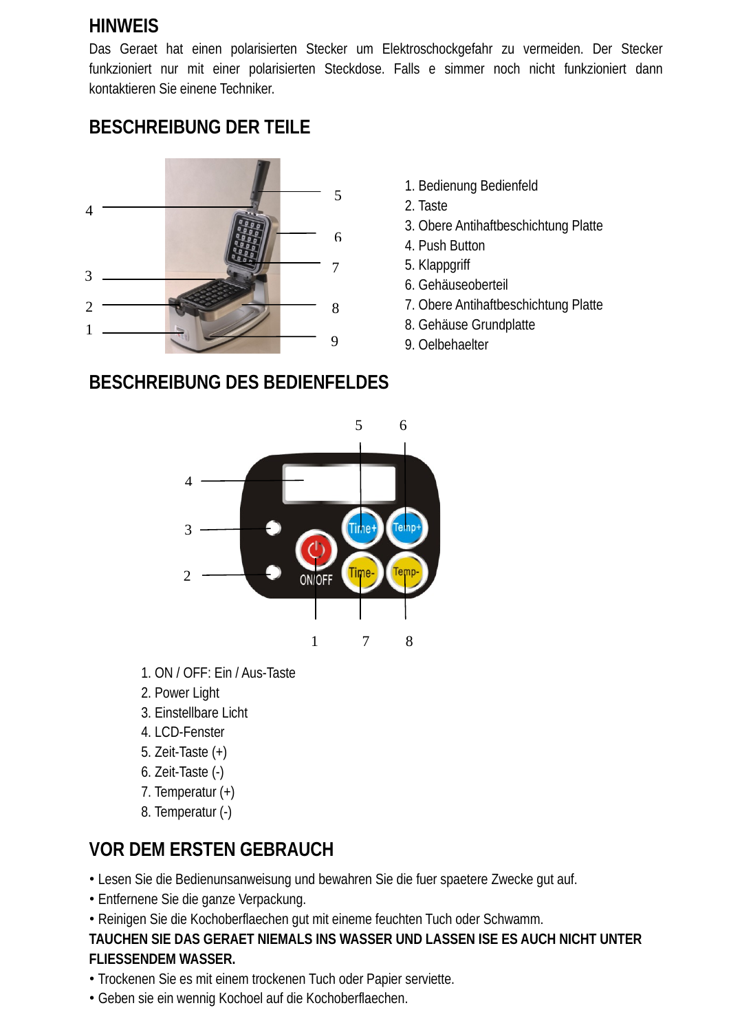## HINWEIS

Das Geraet hat einen polarisierten Stecker um Elektroschockgefahr zu vermeiden. Der Stecker funkzioniert nur mit einer polarisierten Steckdose. Falls e simmer noch nicht funktioniert dann kontaktieren Sie einene Techniker.

## BESCHREIBUNG DER TEILE

1. Bedienung Bedienfeld
2. Taste
3. Obere Antihaftbeschichtung Platte
4. Push Button
5. Klappgriff
6. Gehäuseoberteil
7. Obere Antihaftbeschichtung Platte
8. Gehäuse Grundplatte
9. Oelbehaelter

## BESCHREIBUNG DES BEDIENFELDES

1. ON / OFF: Ein / Aus-Taste
2. Power Light
3. Einstellbare Licht
4. LCD-Fenster
5. Zeit-Taste (+)
6. Zeit-Taste (-)
7. Temperatur (+)
8. Temperatur (-)

## VOR DEM ERSTEN GEBRAUCH

- Lesen Sie die Bedienunsanweisung und bewahren Sie die fuer spaetere Zwecke gut auf.
- Entfernene Sie die ganze Verpackung.
- Reinigen Sie die Kochoberflaechen gut mit eineme feuchten Tuch oder Schwamm.

**TAUCHEN SIE DAS GERAET NIEMALS INS WASSER UND LASSEN ISE ES AUCH NICHT UNTER FLIESSENDEM WASSER.**

- Trockenen Sie es mit einem trockenen Tuch oder Papier serviette.
- Geben sie ein wennig Kochoel auf die Kochoberflaechen.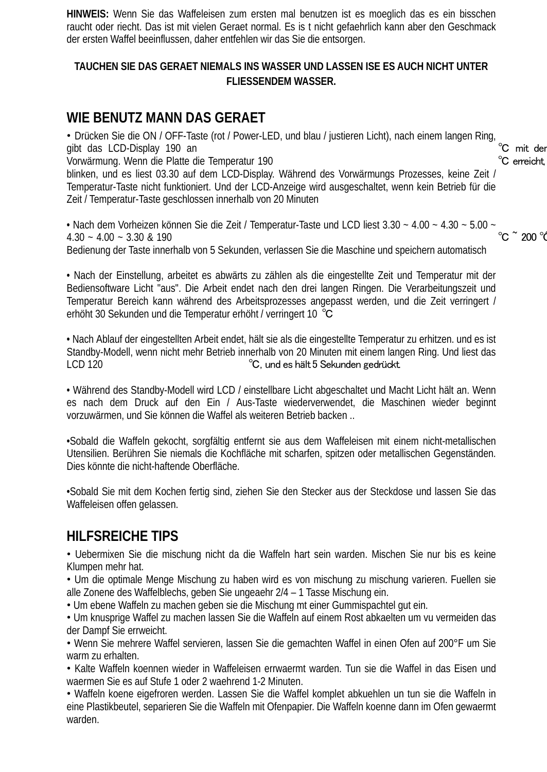**HINWEIS:** Wenn Sie das Waffeleisen zum ersten mal benutzen ist es moeglich das es ein bisschen raucht oder riecht. Das ist mit vielen Geraet normal. Es is t nicht gefaehrlich kann aber den Geschmack der ersten Waffel beeinflussen, daher entfehlen wir das Sie die entsorgen.

**TAUCHEN SIE DAS GERAET NIEMALS INS WASSER UND LASSEN ISE ES AUCH NICHT UNTER FLIESSENDEM WASSER.**

## WIE BENUTZ MANN DAS GERAET

• Drücken Sie die ON / OFF-Taste (rot / Power-LED, und blau / justieren Licht), nach einem langen Ring, gibt das LCD-Display 190 an ℃ mit der Vorwärmung. Wenn die Platte die Temperatur 190 ℃ erreicht, blinken, und es liest 03.30 auf dem LCD-Display. Während des Vorwärmungs Prozesses, keine Zeit / Temperatur-Taste nicht funktioniert. Und der LCD-Anzeige wird ausgeschaltet, wenn kein Betrieb für die Zeit / Temperatur-Taste geschlossen innerhalb von 20 Minuten

• Nach dem Vorheizen können Sie die Zeit / Temperatur-Taste und LCD liest 3.30 ~ 4.00 ~ 4.30 ~ 5.00 ~ 4.30 ~ 4.00 ~ 3.30 & 190 ℃ ~ 200 ℃ Bedienung der Taste innerhalb von 5 Sekunden, verlassen Sie die Maschine und speichern automatisch

• Nach der Einstellung, arbeitet es abwärts zu zählen als die eingestellte Zeit und Temperatur mit der Bediensoftware Licht "aus". Die Arbeit endet nach den drei langen Ringen. Die Verarbeitungszeit und Temperatur Bereich kann während des Arbeitsprozesses angepasst werden, und die Zeit verringert / erhöht 30 Sekunden und die Temperatur erhöht / verringert 10 ℃

• Nach Ablauf der eingestellten Arbeit endet, hält sie als die eingestellte Temperatur zu erhitzen. und es ist Standby-Modell, wenn nicht mehr Betrieb innerhalb von 20 Minuten mit einem langen Ring. Und liest das LCD 120 ℃, und es hält 5 Sekunden gedrückt.

• Während des Standby-Modell wird LCD / einstellbare Licht abgeschaltet und Macht Licht hält an. Wenn es nach dem Druck auf den Ein / Aus-Taste wiederverwendet, die Maschinen wieder beginnt vorzuwärmen, und Sie können die Waffel als weiteren Betrieb backen ..

•Sobald die Waffeln gekocht, sorgfältig entfernt sie aus dem Waffeleisen mit einem nicht-metallischen Utensilien. Berühren Sie niemals die Kochfläche mit scharfen, spitzen oder metallischen Gegenständen. Dies könnte die nicht-haftende Oberfläche.

•Sobald Sie mit dem Kochen fertig sind, ziehen Sie den Stecker aus der Steckdose und lassen Sie das Waffeleisen offen gelassen.

## HILFSREICHE TIPS

• Uebermixen Sie die mischung nicht da die Waffeln hart sein warden. Mischen Sie nur bis es keine Klumpen mehr hat.
• Um die optimale Menge Mischung zu haben wird es von mischung zu mischung varieren. Fuellen sie alle Zonene des Waffelblechs, geben Sie ungeaehr 2/4 – 1 Tasse Mischung ein.
• Um ebene Waffeln zu machen geben sie die Mischung mt einer Gummispachtel gut ein.
• Um knusprige Waffel zu machen lassen Sie die Waffeln auf einem Rost abkaelten um vu vermeiden das der Dampf Sie erweicht.
• Wenn Sie mehrere Waffel servieren, lassen Sie die gemachten Waffel in einen Ofen auf 200°F um Sie warm zu erhalten.
• Kalte Waffeln koennen wieder in Waffeleisen erwaermt warden. Tun sie die Waffel in das Eisen und waermen Sie es auf Stufe 1 oder 2 waehrend 1-2 Minuten.
• Waffeln koene eigefroren werden. Lassen Sie die Waffel komplet abkuehlen un tun sie die Waffeln in eine Plastikbeutel, separieren Sie die Waffeln mit Ofenpapier. Die Waffeln koenne dann im Ofen gewaermt warden.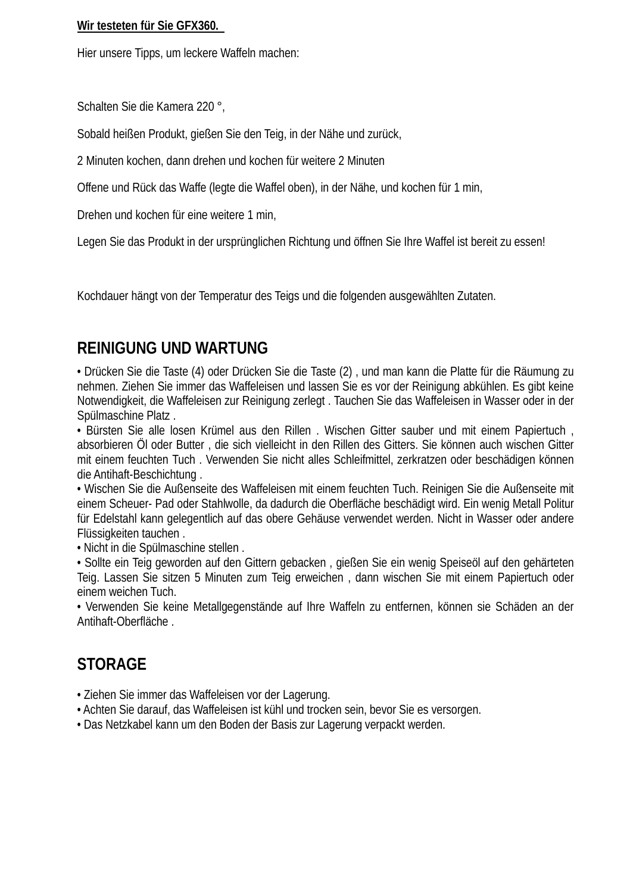**Wir testeten für Sie GFX360.**

Hier unsere Tipps, um leckere Waffeln machen:

Schalten Sie die Kamera 220 °,

Sobald heißen Produkt, gießen Sie den Teig, in der Nähe und zurück,

2 Minuten kochen, dann drehen und kochen für weitere 2 Minuten

Offene und Rück das Waffe (legte die Waffel oben), in der Nähe, und kochen für 1 min,

Drehen und kochen für eine weitere 1 min,

Legen Sie das Produkt in der ursprünglichen Richtung und öffnen Sie Ihre Waffel ist bereit zu essen!

Kochdauer hängt von der Temperatur des Teigs und die folgenden ausgewählten Zutaten.

## REINIGUNG UND WARTUNG

• Drücken Sie die Taste (4) oder Drücken Sie die Taste (2) , und man kann die Platte für die Räumung zu nehmen. Ziehen Sie immer das Waffeleisen und lassen Sie es vor der Reinigung abkühlen. Es gibt keine Notwendigkeit, die Waffeleisen zur Reinigung zerlegt . Tauchen Sie das Waffeleisen in Wasser oder in der Spülmaschine Platz .
• Bürsten Sie alle losen Krümel aus den Rillen . Wischen Gitter sauber und mit einem Papiertuch , absorbieren Öl oder Butter , die sich vielleicht in den Rillen des Gitters. Sie können auch wischen Gitter mit einem feuchten Tuch . Verwenden Sie nicht alles Schleifmittel, zerkratzen oder beschädigen können die Antihaft-Beschichtung .
• Wischen Sie die Außenseite des Waffeleisen mit einem feuchten Tuch. Reinigen Sie die Außenseite mit einem Scheuer- Pad oder Stahlwolle, da dadurch die Oberfläche beschädigt wird. Ein wenig Metall Politur für Edelstahl kann gelegentlich auf das obere Gehäuse verwendet werden. Nicht in Wasser oder andere Flüssigkeiten tauchen .
• Nicht in die Spülmaschine stellen .
• Sollte ein Teig geworden auf den Gittern gebacken , gießen Sie ein wenig Speiseöl auf den gehärteten Teig. Lassen Sie sitzen 5 Minuten zum Teig erweichen , dann wischen Sie mit einem Papiertuch oder einem weichen Tuch.
• Verwenden Sie keine Metallgegenstände auf Ihre Waffeln zu entfernen, können sie Schäden an der Antihaft-Oberfläche .

## STORAGE

• Ziehen Sie immer das Waffeleisen vor der Lagerung.
• Achten Sie darauf, das Waffeleisen ist kühl und trocken sein, bevor Sie es versorgen.
• Das Netzkabel kann um den Boden der Basis zur Lagerung verpackt werden.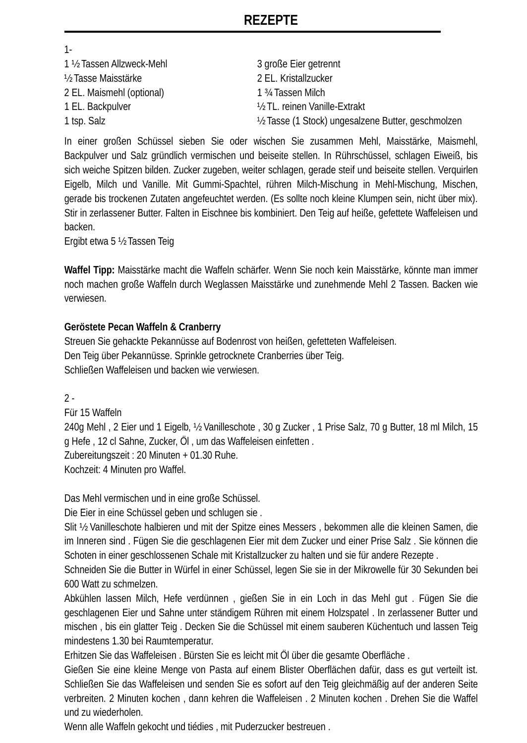# REZEPTE

1-

1 ½ Tassen Allzweck-Mehl
½ Tasse Maisstärke
2 EL. Maismehl (optional)
1 EL. Backpulver
1 tsp. Salz

3 große Eier getrennt
2 EL. Kristallzucker
1 ¾ Tassen Milch
½ TL. reinen Vanille-Extrakt
½ Tasse (1 Stock) ungesalzene Butter, geschmolzen

In einer großen Schüssel sieben Sie oder wischen Sie zusammen Mehl, Maisstärke, Maismehl, Backpulver und Salz gründlich vermischen und beiseite stellen. In Rührschüssel, schlagen Eiweiß, bis sich weiche Spitzen bilden. Zucker zugeben, weiter schlagen, gerade steif und beiseite stellen. Verquirlen Eigelb, Milch und Vanille. Mit Gummi-Spachtel, rühren Milch-Mischung in Mehl-Mischung, Mischen, gerade bis trockenen Zutaten angefeuchtet werden. (Es sollte noch kleine Klumpen sein, nicht über mix). Stir in zerlassener Butter. Falten in Eischnee bis kombiniert. Den Teig auf heiße, gefettete Waffeleisen und backen.
Ergibt etwa 5 ½ Tassen Teig

**Waffel Tipp:** Maisstärke macht die Waffeln schärfer. Wenn Sie noch kein Maisstärke, könnte man immer noch machen große Waffeln durch Weglassen Maisstärke und zunehmende Mehl 2 Tassen. Backen wie verwiesen.

**Geröstete Pecan Waffeln & Cranberry**
Streuen Sie gehackte Pekannüsse auf Bodenrost von heißen, gefetteten Waffeleisen.
Den Teig über Pekannüsse. Sprinkle getrocknete Cranberries über Teig.
Schließen Waffeleisen und backen wie verwiesen.

2 -
Für 15 Waffeln
240g Mehl , 2 Eier und 1 Eigelb, ½ Vanilleschote , 30 g Zucker , 1 Prise Salz, 70 g Butter, 18 ml Milch, 15 g Hefe , 12 cl Sahne, Zucker, Öl , um das Waffeleisen einfetten .
Zubereitungszeit : 20 Minuten + 01.30 Ruhe.
Kochzeit: 4 Minuten pro Waffel.

Das Mehl vermischen und in eine große Schüssel.
Die Eier in eine Schüssel geben und schlugen sie .
Slit ½ Vanilleschote halbieren und mit der Spitze eines Messers , bekommen alle die kleinen Samen, die im Inneren sind . Fügen Sie die geschlagenen Eier mit dem Zucker und einer Prise Salz . Sie können die Schoten in einer geschlossenen Schale mit Kristallzucker zu halten und sie für andere Rezepte .
Schneiden Sie die Butter in Würfel in einer Schüssel, legen Sie sie in der Mikrowelle für 30 Sekunden bei 600 Watt zu schmelzen.
Abkühlen lassen Milch, Hefe verdünnen , gießen Sie in ein Loch in das Mehl gut . Fügen Sie die geschlagenen Eier und Sahne unter ständigem Rühren mit einem Holzspatel . In zerlassener Butter und mischen , bis ein glatter Teig . Decken Sie die Schüssel mit einem sauberen Küchentuch und lassen Teig mindestens 1.30 bei Raumtemperatur.
Erhitzen Sie das Waffeleisen . Bürsten Sie es leicht mit Öl über die gesamte Oberfläche .
Gießen Sie eine kleine Menge von Pasta auf einem Blister Oberflächen dafür, dass es gut verteilt ist. Schließen Sie das Waffeleisen und senden Sie es sofort auf den Teig gleichmäßig auf der anderen Seite verbreiten. 2 Minuten kochen , dann kehren die Waffeleisen . 2 Minuten kochen . Drehen Sie die Waffel und zu wiederholen.
Wenn alle Waffeln gekocht und tiédies , mit Puderzucker bestreuen .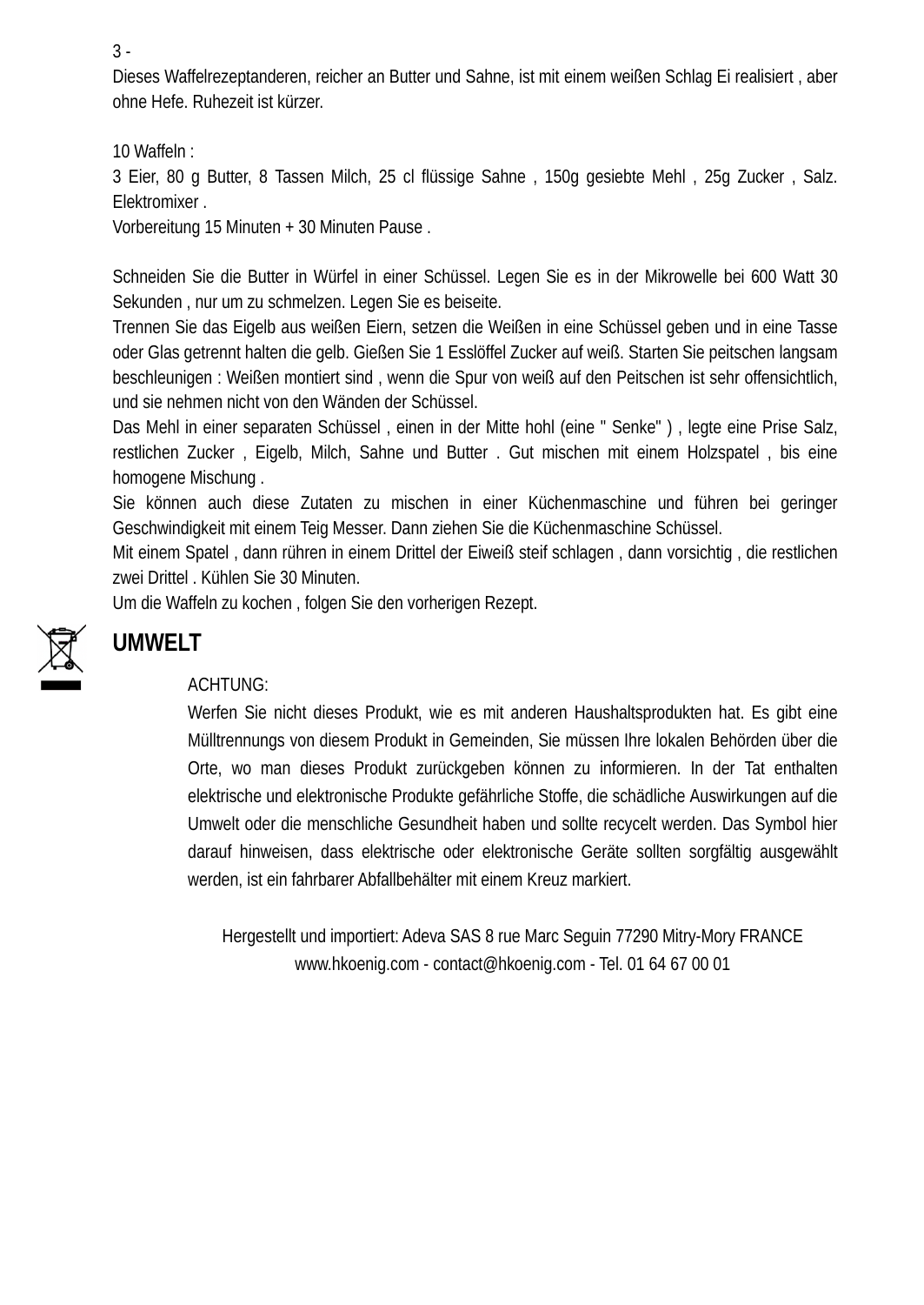3 -

Dieses Waffelrezeptanderen, reicher an Butter und Sahne, ist mit einem weißen Schlag Ei realisiert , aber ohne Hefe. Ruhezeit ist kürzer.

10 Waffeln :

3 Eier, 80 g Butter, 8 Tassen Milch, 25 cl flüssige Sahne , 150g gesiebte Mehl , 25g Zucker , Salz. Elektromixer .

Vorbereitung 15 Minuten + 30 Minuten Pause .

Schneiden Sie die Butter in Würfel in einer Schüssel. Legen Sie es in der Mikrowelle bei 600 Watt 30 Sekunden , nur um zu schmelzen. Legen Sie es beiseite.

Trennen Sie das Eigelb aus weißen Eiern, setzen die Weißen in eine Schüssel geben und in eine Tasse oder Glas getrennt halten die gelb. Gießen Sie 1 Esslöffel Zucker auf weiß. Starten Sie peitschen langsam beschleunigen : Weißen montiert sind , wenn die Spur von weiß auf den Peitschen ist sehr offensichtlich, und sie nehmen nicht von den Wänden der Schüssel.

Das Mehl in einer separaten Schüssel , einen in der Mitte hohl (eine " Senke" ) , legte eine Prise Salz, restlichen Zucker , Eigelb, Milch, Sahne und Butter . Gut mischen mit einem Holzspatel , bis eine homogene Mischung .

Sie können auch diese Zutaten zu mischen in einer Küchenmaschine und führen bei geringer Geschwindigkeit mit einem Teig Messer. Dann ziehen Sie die Küchenmaschine Schüssel.

Mit einem Spatel , dann rühren in einem Drittel der Eiweiß steif schlagen , dann vorsichtig , die restlichen zwei Drittel . Kühlen Sie 30 Minuten.

Um die Waffeln zu kochen , folgen Sie den vorherigen Rezept.

## UMWELT

ACHTUNG:

Werfen Sie nicht dieses Produkt, wie es mit anderen Haushaltsprodukten hat. Es gibt eine Mülltrennungs von diesem Produkt in Gemeinden, Sie müssen Ihre lokalen Behörden über die Orte, wo man dieses Produkt zurückgeben können zu informieren. In der Tat enthalten elektrische und elektronische Produkte gefährliche Stoffe, die schädliche Auswirkungen auf die Umwelt oder die menschliche Gesundheit haben und sollte recycelt werden. Das Symbol hier darauf hinweisen, dass elektrische oder elektronische Geräte sollten sorgfältig ausgewählt werden, ist ein fahrbarer Abfallbehälter mit einem Kreuz markiert.

Hergestellt und importiert: Adeva SAS 8 rue Marc Seguin 77290 Mitry-Mory FRANCE
www.hkoenig.com - contact@hkoenig.com - Tel. 01 64 67 00 01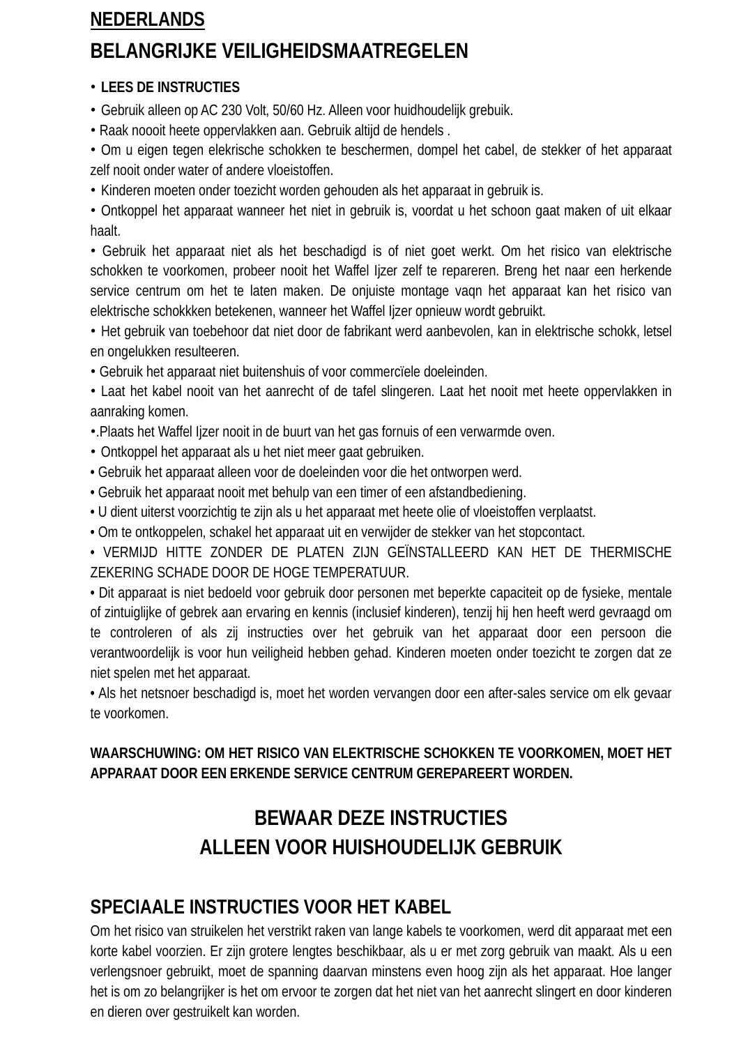**NEDERLANDS**

# BELANGRIJKE VEILIGHEIDSMAATREGELEN

- **LEES DE INSTRUCTIES**
- Gebruik alleen op AC 230 Volt, 50/60 Hz. Alleen voor huidhoudelijk grebuik.
- Raak noooit heete oppervlakken aan. Gebruik altijd de hendels .
- Om u eigen tegen elekrische schokken te beschermen, dompel het cabel, de stekker of het apparaat zelf nooit onder water of andere vloeistoffen.
- Kinderen moeten onder toezicht worden gehouden als het apparaat in gebruik is.
- Ontkoppel het apparaat wanneer het niet in gebruik is, voordat u het schoon gaat maken of uit elkaar haalt.
- Gebruik het apparaat niet als het beschadigd is of niet goet werkt. Om het risico van elektrische schokken te voorkomen, probeer nooit het Waffel Ijzer zelf te repareren. Breng het naar een herkende service centrum om het te laten maken. De onjuiste montage vaqn het apparaat kan het risico van elektrische schokkken betekenen, wanneer het Waffel Ijzer opnieuw wordt gebruikt.
- Het gebruik van toebehoor dat niet door de fabrikant werd aanbevolen, kan in elektrische schokk, letsel en ongelukken resulteeren.
- Gebruik het apparaat niet buitenshuis of voor commercïele doeleinden.
- Laat het kabel nooit van het aanrecht of de tafel slingeren. Laat het nooit met heete oppervlakken in aanraking komen.
- .Plaats het Waffel Ijzer nooit in de buurt van het gas fornuis of een verwarmde oven.
- Ontkoppel het apparaat als u het niet meer gaat gebruiken.
- Gebruik het apparaat alleen voor de doeleinden voor die het ontworpen werd.
- Gebruik het apparaat nooit met behulp van een timer of een afstandbediening.
- U dient uiterst voorzichtig te zijn als u het apparaat met heete olie of vloeistoffen verplaatst.
- Om te ontkoppelen, schakel het apparaat uit en verwijder de stekker van het stopcontact.
- VERMIJD HITTE ZONDER DE PLATEN ZIJN GEÏNSTALLEERD KAN HET DE THERMISCHE ZEKERING SCHADE DOOR DE HOGE TEMPERATUUR.
- Dit apparaat is niet bedoeld voor gebruik door personen met beperkte capaciteit op de fysieke, mentale of zintuiglijke of gebrek aan ervaring en kennis (inclusief kinderen), tenzij hij hen heeft werd gevraagd om te controleren of als zij instructies over het gebruik van het apparaat door een persoon die verantwoordelijk is voor hun veiligheid hebben gehad. Kinderen moeten onder toezicht te zorgen dat ze niet spelen met het apparaat.
- Als het netsnoer beschadigd is, moet het worden vervangen door een after-sales service om elk gevaar te voorkomen.

**WAARSCHUWING: OM HET RISICO VAN ELEKTRISCHE SCHOKKEN TE VOORKOMEN, MOET HET APPARAAT DOOR EEN ERKENDE SERVICE CENTRUM GEREPAREERT WORDEN.**

## BEWAAR DEZE INSTRUCTIES
## ALLEEN VOOR HUISHOUDELIJK GEBRUIK

## SPECIAALE INSTRUCTIES VOOR HET KABEL

Om het risico van struikelen het verstrikt raken van lange kabels te voorkomen, werd dit apparaat met een korte kabel voorzien. Er zijn grotere lengtes beschikbaar, als u er met zorg gebruik van maakt. Als u een verlengsnoer gebruikt, moet de spanning daarvan minstens even hoog zijn als het apparaat. Hoe langer het is om zo belangrijker is het om ervoor te zorgen dat het niet van het aanrecht slingert en door kinderen en dieren over gestruikelt kan worden.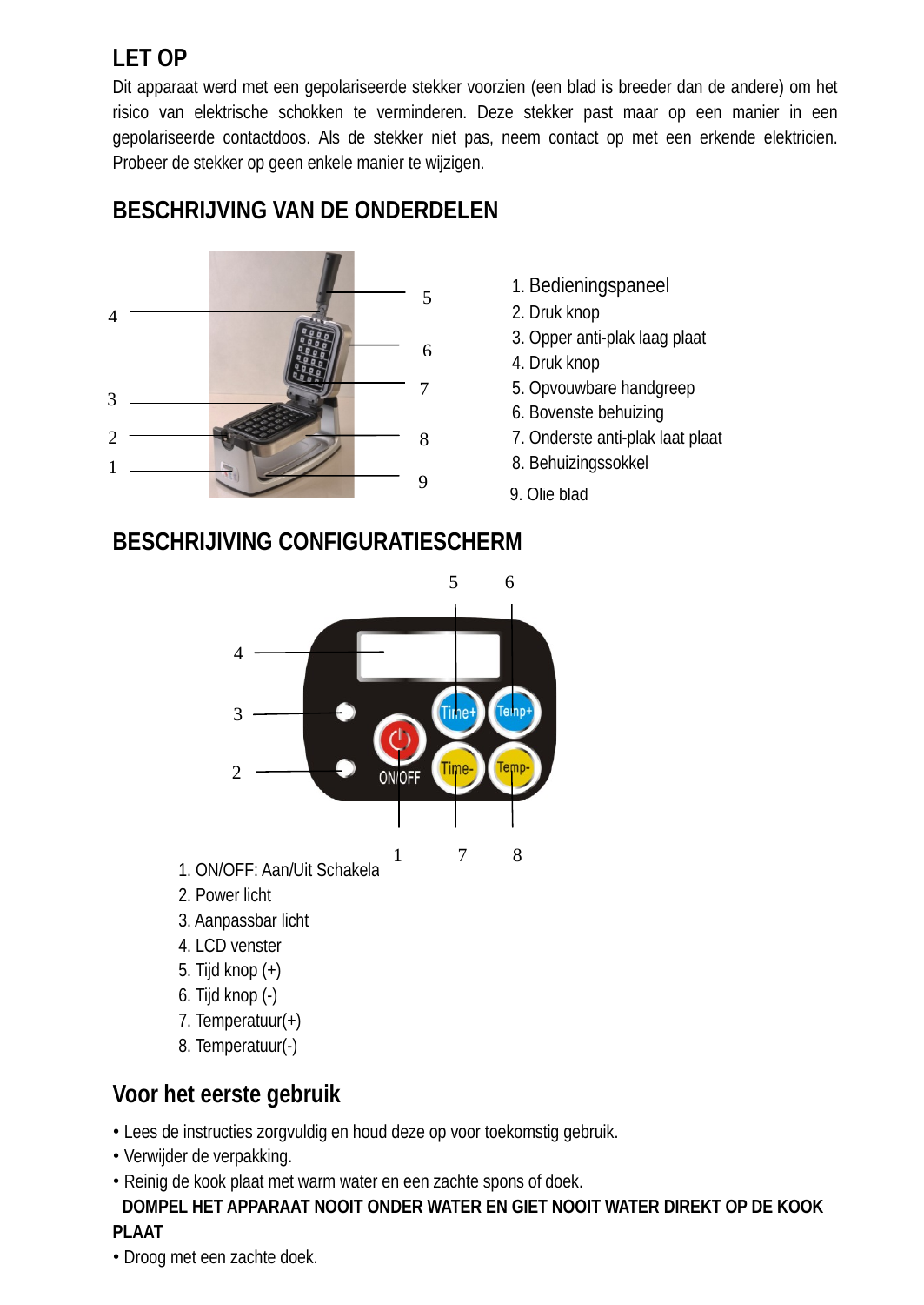## LET OP

Dit apparaat werd met een gepolariseerde stekker voorzien (een blad is breeder dan de andere) om het risico van elektrische schokken te verminderen. Deze stekker past maar op een manier in een gepolariseerde contactdoos. Als de stekker niet pas, neem contact op met een erkende elektricien. Probeer de stekker op geen enkele manier te wijzigen.

## BESCHRIJVING VAN DE ONDERDELEN

1. Bedieningspaneel
2. Druk knop
3. Opper anti-plak laag plaat
4. Druk knop
5. Opvouwbare handgreep
6. Bovenste behuizing
7. Onderste anti-plak laat plaat
8. Behuizingssokkel
9. Olie blad

## BESCHRIJIVING CONFIGURATIESCHERM

1. ON/OFF: Aan/Uit Schakela
2. Power licht
3. Aanpassbar licht
4. LCD venster
5. Tijd knop (+)
6. Tijd knop (-)
7. Temperatuur(+)
8. Temperatuur(-)

## Voor het eerste gebruik

- Lees de instructies zorgvuldig en houd deze op voor toekomstig gebruik.
- Verwijder de verpakking.
- Reinig de kook plaat met warm water en een zachte spons of doek.

**DOMPEL HET APPARAAT NOOIT ONDER WATER EN GIET NOOIT WATER DIREKT OP DE KOOK PLAAT**

- Droog met een zachte doek.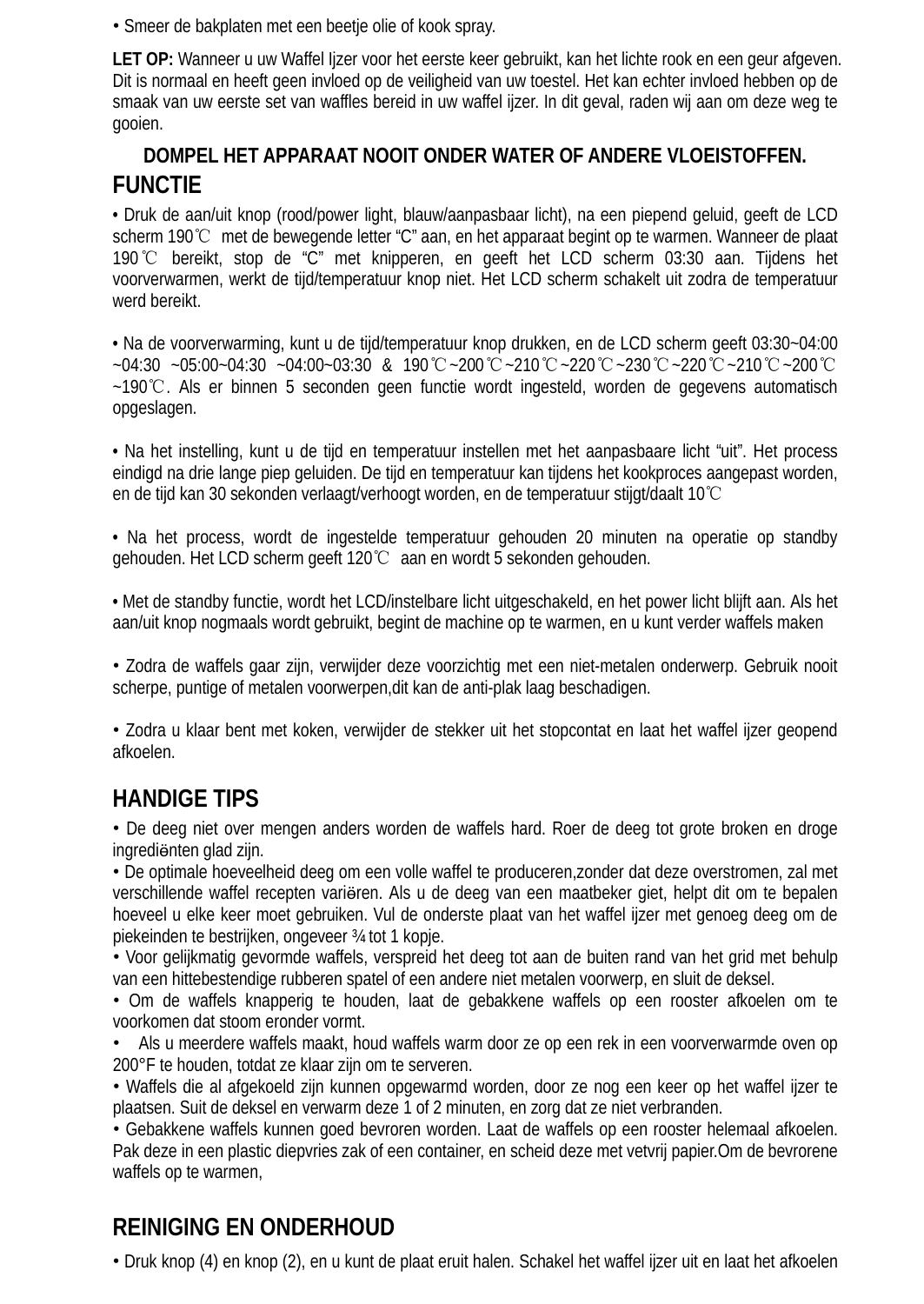- Smeer de bakplaten met een beetje olie of kook spray.

**LET OP:** Wanneer u uw Waffel Ijzer voor het eerste keer gebruikt, kan het lichte rook en een geur afgeven. Dit is normaal en heeft geen invloed op de veiligheid van uw toestel. Het kan echter invloed hebben op de smaak van uw eerste set van waffles bereid in uw waffel ijzer. In dit geval, raden wij aan om deze weg te gooien.

**DOMPEL HET APPARAAT NOOIT ONDER WATER OF ANDERE VLOEISTOFFEN.**

## FUNCTIE

- Druk de aan/uit knop (rood/power light, blauw/aanpasbaar licht), na een piepend geluid, geeft de LCD scherm 190℃ met de bewegende letter “C” aan, en het apparaat begint op te warmen. Wanneer de plaat 190℃ bereikt, stop de “C” met knipperen, en geeft het LCD scherm 03:30 aan. Tijdens het voorverwarmen, werkt de tijd/temperatuur knop niet. Het LCD scherm schakelt uit zodra de temperatuur werd bereikt.

- Na de voorverwarming, kunt u de tijd/temperatuur knop drukken, en de LCD scherm geeft 03:30~04:00 ~04:30 ~05:00~04:30 ~04:00~03:30 & 190℃~200℃~210℃~220℃~230℃~220℃~210℃~200℃ ~190℃. Als er binnen 5 seconden geen functie wordt ingesteld, worden de gegevens automatisch opgeslagen.

- Na het instelling, kunt u de tijd en temperatuur instellen met het aanpasbaare licht “uit”. Het process eindigd na drie lange piep geluiden. De tijd en temperatuur kan tijdens het kookproces aangepast worden, en de tijd kan 30 sekonden verlaagt/verhoogt worden, en de temperatuur stijgt/daalt 10℃

- Na het process, wordt de ingestelde temperatuur gehouden 20 minuten na operatie op standby gehouden. Het LCD scherm geeft 120℃ aan en wordt 5 sekonden gehouden.

- Met de standby functie, wordt het LCD/instelbare licht uitgeschakeld, en het power licht blijft aan. Als het aan/uit knop nogmaals wordt gebruikt, begint de machine op te warmen, en u kunt verder waffels maken

- Zodra de waffels gaar zijn, verwijder deze voorzichtig met een niet-metalen onderwerp. Gebruik nooit scherpe, puntige of metalen voorwerpen,dit kan de anti-plak laag beschadigen.

- Zodra u klaar bent met koken, verwijder de stekker uit het stopcontat en laat het waffel ijzer geopend afkoelen.

## HANDIGE TIPS

- De deeg niet over mengen anders worden de waffels hard. Roer de deeg tot grote broken en droge ingrediënten glad zijn.
- De optimale hoeveelheid deeg om een volle waffel te produceren,zonder dat deze overstromen, zal met verschillende waffel recepten variëren. Als u de deeg van een maatbeker giet, helpt dit om te bepalen hoeveel u elke keer moet gebruiken. Vul de onderste plaat van het waffel ijzer met genoeg deeg om de piekeinden te bestrijken, ongeveer ¾ tot 1 kopje.
- Voor gelijkmatig gevormde waffels, verspreid het deeg tot aan de buiten rand van het grid met behulp van een hittebestendige rubberen spatel of een andere niet metalen voorwerp, en sluit de deksel.
- Om de waffels knapperig te houden, laat de gebakkene waffels op een rooster afkoelen om te voorkomen dat stoom eronder vormt.
- Als u meerdere waffels maakt, houd waffels warm door ze op een rek in een voorverwarmde oven op 200°F te houden, totdat ze klaar zijn om te serveren.
- Waffels die al afgekoeld zijn kunnen opgewarmd worden, door ze nog een keer op het waffel ijzer te plaatsen. Suit de deksel en verwarm deze 1 of 2 minuten, en zorg dat ze niet verbranden.
- Gebakkene waffels kunnen goed bevroren worden. Laat de waffels op een rooster helemaal afkoelen. Pak deze in een plastic diepvries zak of een container, en scheid deze met vetvrij papier.Om de bevrorene waffels op te warmen,

## REINIGING EN ONDERHOUD

- Druk knop (4) en knop (2), en u kunt de plaat eruit halen. Schakel het waffel ijzer uit en laat het afkoelen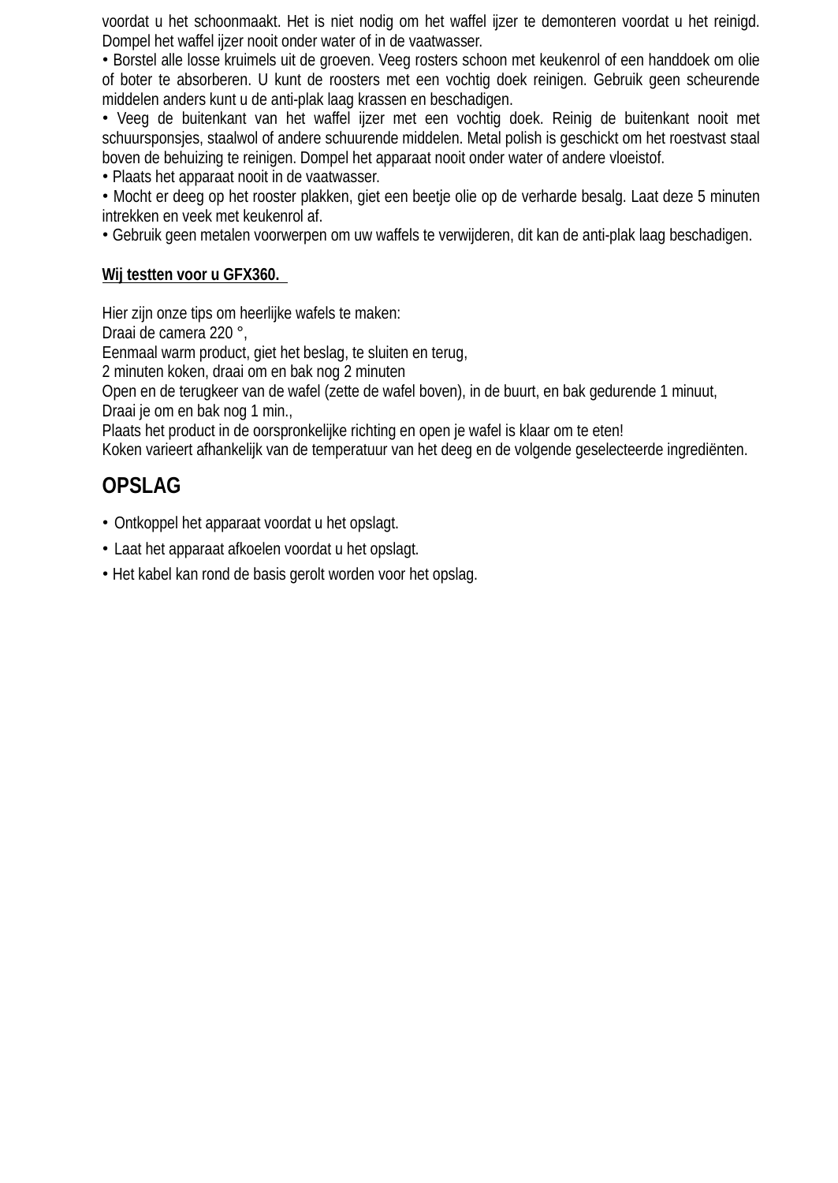voordat u het schoonmaakt. Het is niet nodig om het waffel ijzer te demonteren voordat u het reinigd. Dompel het waffel ijzer nooit onder water of in de vaatwasser.

• Borstel alle losse kruimels uit de groeven. Veeg rosters schoon met keukenrol of een handdoek om olie of boter te absorberen. U kunt de roosters met een vochtig doek reinigen. Gebruik geen scheurende middelen anders kunt u de anti-plak laag krassen en beschadigen.

• Veeg de buitenkant van het waffel ijzer met een vochtig doek. Reinig de buitenkant nooit met schuursponsjes, staalwol of andere schuurende middelen. Metal polish is geschickt om het roestvast staal boven de behuizing te reinigen. Dompel het apparaat nooit onder water of andere vloeistof.

• Plaats het apparaat nooit in de vaatwasser.

• Mocht er deeg op het rooster plakken, giet een beetje olie op de verharde besalg. Laat deze 5 minuten intrekken en veek met keukenrol af.

• Gebruik geen metalen voorwerpen om uw waffels te verwijderen, dit kan de anti-plak laag beschadigen.

**Wij testten voor u GFX360.**

Hier zijn onze tips om heerlijke wafels te maken:
Draai de camera 220 °,
Eenmaal warm product, giet het beslag, te sluiten en terug,
2 minuten koken, draai om en bak nog 2 minuten
Open en de terugkeer van de wafel (zette de wafel boven), in de buurt, en bak gedurende 1 minuut,
Draai je om en bak nog 1 min.,
Plaats het product in de oorspronkelijke richting en open je wafel is klaar om te eten!
Koken varieert afhankelijk van de temperatuur van het deeg en de volgende geselecteerde ingrediënten.

## OPSLAG

• Ontkoppel het apparaat voordat u het opslagt.

• Laat het apparaat afkoelen voordat u het opslagt.

• Het kabel kan rond de basis gerolt worden voor het opslag.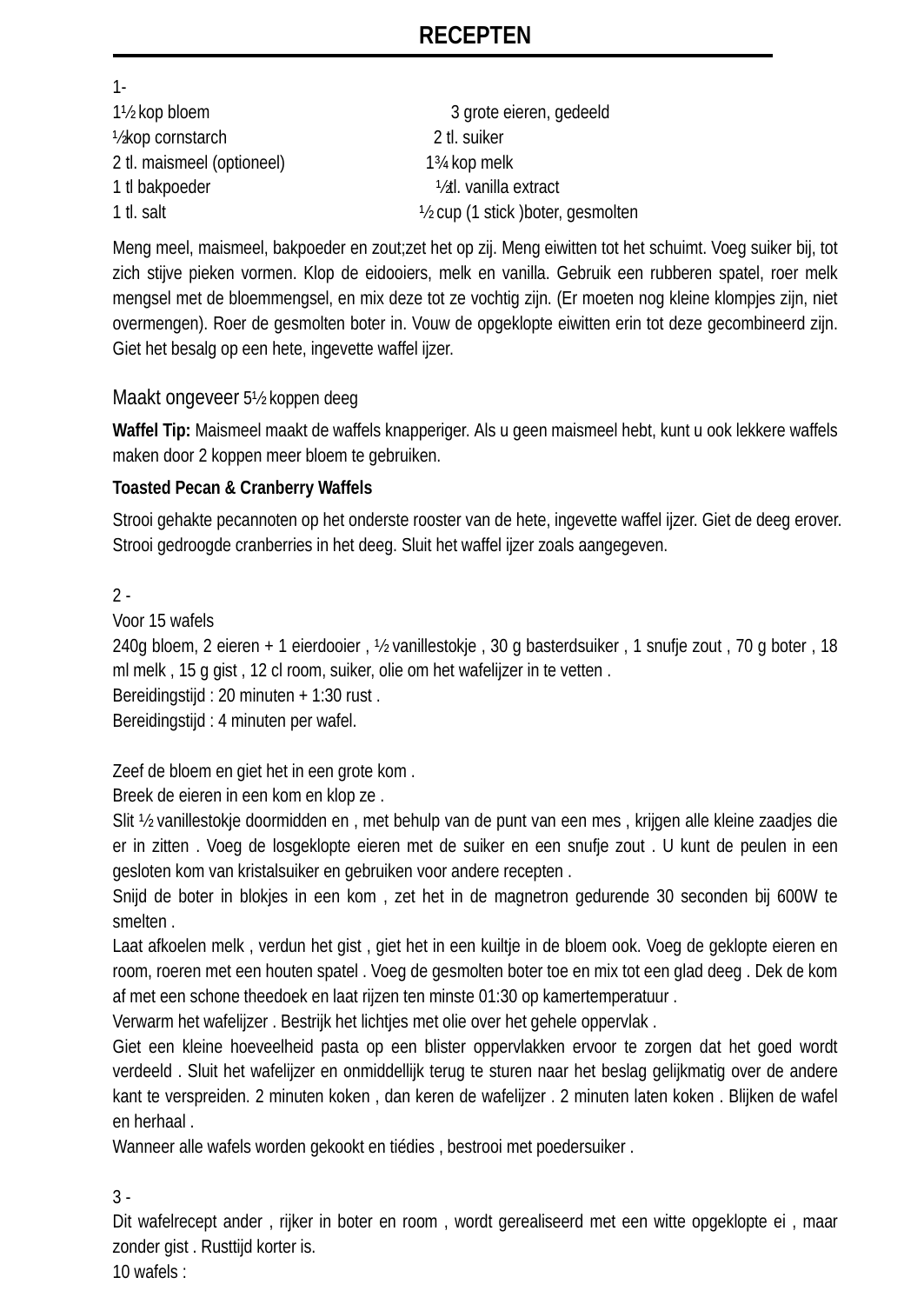# RECEPTEN

1-

| | |
|---|---|
| 1½ kop bloem | 3 grote eieren, gedeeld |
| ½kop cornstarch | 2 tl. suiker |
| 2 tl. maismeel (optioneel) | 1¾ kop melk |
| 1 tl bakpoeder | ½tl. vanilla extract |
| 1 tl. salt | ½ cup (1 stick )boter, gesmolten |

Meng meel, maismeel, bakpoeder en zout;zet het op zij. Meng eiwitten tot het schuimt. Voeg suiker bij, tot zich stijve pieken vormen. Klop de eidooiers, melk en vanilla. Gebruik een rubberen spatel, roer melk mengsel met de bloemmengsel, en mix deze tot ze vochtig zijn. (Er moeten nog kleine klompjes zijn, niet overmengen). Roer de gesmolten boter in. Vouw de opgeklopte eiwitten erin tot deze gecombineerd zijn. Giet het besalg op een hete, ingevette waffel ijzer.

Maakt ongeveer 5½ koppen deeg

**Waffel Tip:** Maismeel maakt de waffels knapperiger. Als u geen maismeel hebt, kunt u ook lekkere waffels maken door 2 koppen meer bloem te gebruiken.

**Toasted Pecan & Cranberry Waffels**

Strooi gehakte pecannoten op het onderste rooster van de hete, ingevette waffel ijzer. Giet de deeg erover. Strooi gedroogde cranberries in het deeg. Sluit het waffel ijzer zoals aangegeven.

2 -
Voor 15 wafels
240g bloem, 2 eieren + 1 eierdooier , ½ vanillestokje , 30 g basterdsuiker , 1 snufje zout , 70 g boter , 18 ml melk , 15 g gist , 12 cl room, suiker, olie om het wafelijzer in te vetten .
Bereidingstijd : 20 minuten + 1:30 rust .
Bereidingstijd : 4 minuten per wafel.

Zeef de bloem en giet het in een grote kom .
Breek de eieren in een kom en klop ze .
Slit ½ vanillestokje doormidden en , met behulp van de punt van een mes , krijgen alle kleine zaadjes die er in zitten . Voeg de losgeklopte eieren met de suiker en een snufje zout . U kunt de peulen in een gesloten kom van kristalsuiker en gebruiken voor andere recepten .
Snijd de boter in blokjes in een kom , zet het in de magnetron gedurende 30 seconden bij 600W te smelten .
Laat afkoelen melk , verdun het gist , giet het in een kuiltje in de bloem ook. Voeg de geklopte eieren en room, roeren met een houten spatel . Voeg de gesmolten boter toe en mix tot een glad deeg . Dek de kom af met een schone theedoek en laat rijzen ten minste 01:30 op kamertemperatuur .
Verwarm het wafelijzer . Bestrijk het lichtjes met olie over het gehele oppervlak .
Giet een kleine hoeveelheid pasta op een blister oppervlakken ervoor te zorgen dat het goed wordt verdeeld . Sluit het wafelijzer en onmiddellijk terug te sturen naar het beslag gelijkmatig over de andere kant te verspreiden. 2 minuten koken , dan keren de wafelijzer . 2 minuten laten koken . Blijken de wafel en herhaal .
Wanneer alle wafels worden gekookt en tiédies , bestrooi met poedersuiker .

3 -
Dit wafelrecept ander , rijker in boter en room , wordt gerealiseerd met een witte opgeklopte ei , maar zonder gist . Rusttijd korter is.
10 wafels :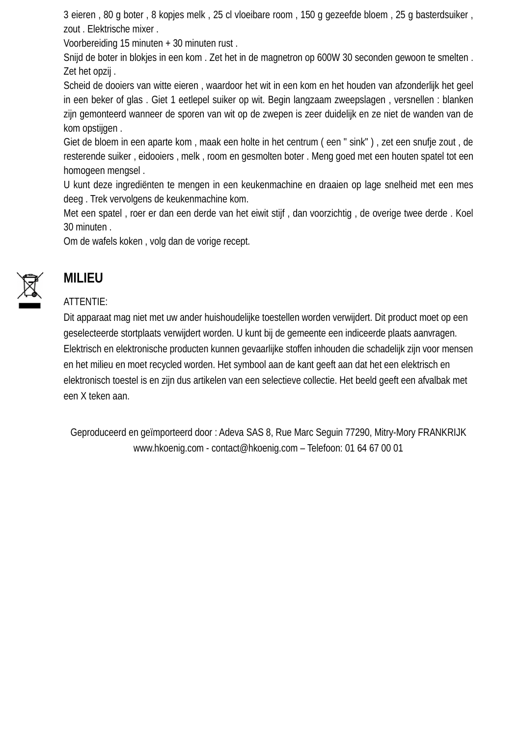3 eieren , 80 g boter , 8 kopjes melk , 25 cl vloeibare room , 150 g gezeefde bloem , 25 g basterdsuiker , zout . Elektrische mixer .

Voorbereiding 15 minuten + 30 minuten rust .

Snijd de boter in blokjes in een kom . Zet het in de magnetron op 600W 30 seconden gewoon te smelten . Zet het opzij .

Scheid de dooiers van witte eieren , waardoor het wit in een kom en het houden van afzonderlijk het geel in een beker of glas . Giet 1 eetlepel suiker op wit. Begin langzaam zweepslagen , versnellen : blanken zijn gemonteerd wanneer de sporen van wit op de zwepen is zeer duidelijk en ze niet de wanden van de kom opstijgen .

Giet de bloem in een aparte kom , maak een holte in het centrum ( een " sink" ) , zet een snufje zout , de resterende suiker , eidooiers , melk , room en gesmolten boter . Meng goed met een houten spatel tot een homogeen mengsel .

U kunt deze ingrediënten te mengen in een keukenmachine en draaien op lage snelheid met een mes deeg . Trek vervolgens de keukenmachine kom.

Met een spatel , roer er dan een derde van het eiwit stijf , dan voorzichtig , de overige twee derde . Koel 30 minuten .

Om de wafels koken , volg dan de vorige recept.

## MILIEU

ATTENTIE:

Dit apparaat mag niet met uw ander huishoudelijke toestellen worden verwijdert. Dit product moet op een geselecteerde stortplaats verwijdert worden. U kunt bij de gemeente een indiceerde plaats aanvragen. Elektrisch en elektronische producten kunnen gevaarlijke stoffen inhouden die schadelijk zijn voor mensen en het milieu en moet recycled worden. Het symbool aan de kant geeft aan dat het een elektrisch en elektronisch toestel is en zijn dus artikelen van een selectieve collectie. Het beeld geeft een afvalbak met een X teken aan.

Geproduceerd en geïmporteerd door : Adeva SAS 8, Rue Marc Seguin 77290, Mitry-Mory FRANKRIJK
www.hkoenig.com - contact@hkoenig.com – Telefoon: 01 64 67 00 01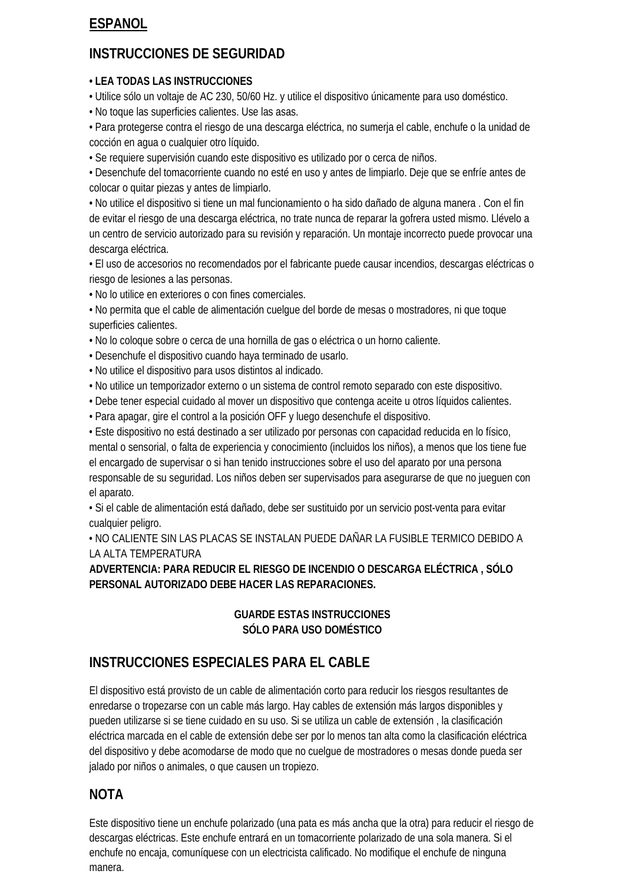# ESPANOL

## INSTRUCCIONES DE SEGURIDAD

- **LEA TODAS LAS INSTRUCCIONES**
- Utilice sólo un voltaje de AC 230, 50/60 Hz. y utilice el dispositivo únicamente para uso doméstico.
- No toque las superficies calientes. Use las asas.
- Para protegerse contra el riesgo de una descarga eléctrica, no sumerja el cable, enchufe o la unidad de cocción en agua o cualquier otro líquido.
- Se requiere supervisión cuando este dispositivo es utilizado por o cerca de niños.
- Desenchufe del tomacorriente cuando no esté en uso y antes de limpiarlo. Deje que se enfríe antes de colocar o quitar piezas y antes de limpiarlo.
- No utilice el dispositivo si tiene un mal funcionamiento o ha sido dañado de alguna manera . Con el fin de evitar el riesgo de una descarga eléctrica, no trate nunca de reparar la gofrera usted mismo. Llévelo a un centro de servicio autorizado para su revisión y reparación. Un montaje incorrecto puede provocar una descarga eléctrica.
- El uso de accesorios no recomendados por el fabricante puede causar incendios, descargas eléctricas o riesgo de lesiones a las personas.
- No lo utilice en exteriores o con fines comerciales.
- No permita que el cable de alimentación cuelgue del borde de mesas o mostradores, ni que toque superficies calientes.
- No lo coloque sobre o cerca de una hornilla de gas o eléctrica o un horno caliente.
- Desenchufe el dispositivo cuando haya terminado de usarlo.
- No utilice el dispositivo para usos distintos al indicado.
- No utilice un temporizador externo o un sistema de control remoto separado con este dispositivo.
- Debe tener especial cuidado al mover un dispositivo que contenga aceite u otros líquidos calientes.
- Para apagar, gire el control a la posición OFF y luego desenchufe el dispositivo.
- Este dispositivo no está destinado a ser utilizado por personas con capacidad reducida en lo físico, mental o sensorial, o falta de experiencia y conocimiento (incluidos los niños), a menos que los tiene fue el encargado de supervisar o si han tenido instrucciones sobre el uso del aparato por una persona responsable de su seguridad. Los niños deben ser supervisados para asegurarse de que no jueguen con el aparato.
- Si el cable de alimentación está dañado, debe ser sustituido por un servicio post-venta para evitar cualquier peligro.
- NO CALIENTE SIN LAS PLACAS SE INSTALAN PUEDE DAÑAR LA FUSIBLE TERMICO DEBIDO A LA ALTA TEMPERATURA

**ADVERTENCIA: PARA REDUCIR EL RIESGO DE INCENDIO O DESCARGA ELÉCTRICA , SÓLO PERSONAL AUTORIZADO DEBE HACER LAS REPARACIONES.**

**GUARDE ESTAS INSTRUCCIONES**
**SÓLO PARA USO DOMÉSTICO**

## INSTRUCCIONES ESPECIALES PARA EL CABLE

El dispositivo está provisto de un cable de alimentación corto para reducir los riesgos resultantes de enredarse o tropezarse con un cable más largo. Hay cables de extensión más largos disponibles y pueden utilizarse si se tiene cuidado en su uso. Si se utiliza un cable de extensión , la clasificación eléctrica marcada en el cable de extensión debe ser por lo menos tan alta como la clasificación eléctrica del dispositivo y debe acomodarse de modo que no cuelgue de mostradores o mesas donde pueda ser jalado por niños o animales, o que causen un tropiezo.

## NOTA

Este dispositivo tiene un enchufe polarizado (una pata es más ancha que la otra) para reducir el riesgo de descargas eléctricas. Este enchufe entrará en un tomacorriente polarizado de una sola manera. Si el enchufe no encaja, comuníquese con un electricista calificado. No modifique el enchufe de ninguna manera.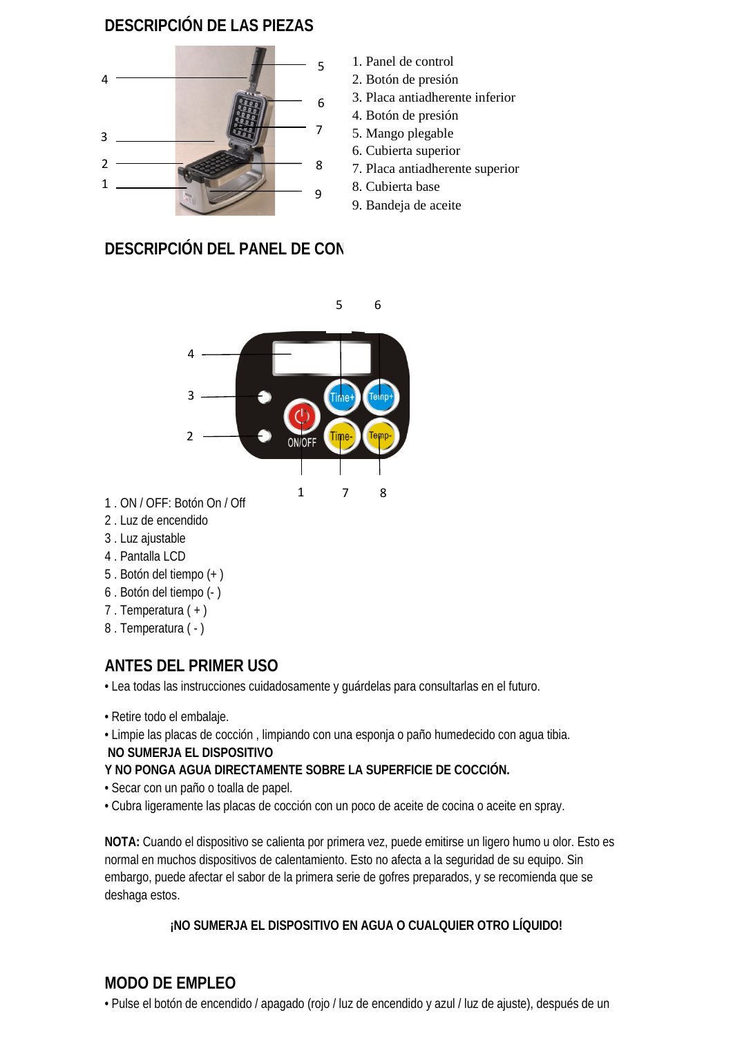## DESCRIPCIÓN DE LAS PIEZAS

1. Panel de control
2. Botón de presión
3. Placa antiadherente inferior
4. Botón de presión
5. Mango plegable
6. Cubierta superior
7. Placa antiadherente superior
8. Cubierta base
9. Bandeja de aceite

## DESCRIPCIÓN DEL PANEL DE CON

1 . ON / OFF: Botón On / Off
2 . Luz de encendido
3 . Luz ajustable
4 . Pantalla LCD
5 . Botón del tiempo (+ )
6 . Botón del tiempo (- )
7 . Temperatura ( + )
8 . Temperatura ( - )

## ANTES DEL PRIMER USO

• Lea todas las instrucciones cuidadosamente y guárdelas para consultarlas en el futuro.

• Retire todo el embalaje.
• Limpie las placas de cocción , limpiando con una esponja o paño humedecido con agua tibia.
**NO SUMERJA EL DISPOSITIVO**
**Y NO PONGA AGUA DIRECTAMENTE SOBRE LA SUPERFICIE DE COCCIÓN.**
• Secar con un paño o toalla de papel.
• Cubra ligeramente las placas de cocción con un poco de aceite de cocina o aceite en spray.

**NOTA:** Cuando el dispositivo se calienta por primera vez, puede emitirse un ligero humo u olor. Esto es normal en muchos dispositivos de calentamiento. Esto no afecta a la seguridad de su equipo. Sin embargo, puede afectar el sabor de la primera serie de gofres preparados, y se recomienda que se deshaga estos.

**¡NO SUMERJA EL DISPOSITIVO EN AGUA O CUALQUIER OTRO LÍQUIDO!**

## MODO DE EMPLEO

• Pulse el botón de encendido / apagado (rojo / luz de encendido y azul / luz de ajuste), después de un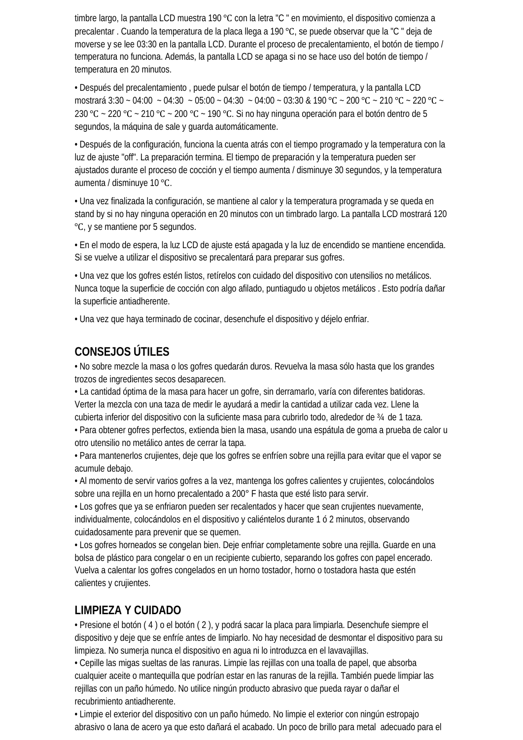timbre largo, la pantalla LCD muestra 190 ℃ con la letra "C " en movimiento, el dispositivo comienza a precalentar . Cuando la temperatura de la placa llega a 190 ℃, se puede observar que la "C " deja de moverse y se lee 03:30 en la pantalla LCD. Durante el proceso de precalentamiento, el botón de tiempo / temperatura no funciona. Además, la pantalla LCD se apaga si no se hace uso del botón de tiempo / temperatura en 20 minutos.

• Después del precalentamiento , puede pulsar el botón de tiempo / temperatura, y la pantalla LCD mostrará 3:30 ~ 04:00 ~ 04:30 ~ 05:00 ~ 04:30 ~ 04:00 ~ 03:30 & 190 ℃ ~ 200 ℃ ~ 210 ℃ ~ 220 ℃ ~ 230 ℃ ~ 220 ℃ ~ 210 ℃ ~ 200 ℃ ~ 190 ℃. Si no hay ninguna operación para el botón dentro de 5 segundos, la máquina de sale y guarda automáticamente.

• Después de la configuración, funciona la cuenta atrás con el tiempo programado y la temperatura con la luz de ajuste "off". La preparación termina. El tiempo de preparación y la temperatura pueden ser ajustados durante el proceso de cocción y el tiempo aumenta / disminuye 30 segundos, y la temperatura aumenta / disminuye 10 ℃.

• Una vez finalizada la configuración, se mantiene al calor y la temperatura programada y se queda en stand by si no hay ninguna operación en 20 minutos con un timbrado largo. La pantalla LCD mostrará 120 ℃, y se mantiene por 5 segundos.

• En el modo de espera, la luz LCD de ajuste está apagada y la luz de encendido se mantiene encendida. Si se vuelve a utilizar el dispositivo se precalentará para preparar sus gofres.

• Una vez que los gofres estén listos, retírelos con cuidado del dispositivo con utensilios no metálicos. Nunca toque la superficie de cocción con algo afilado, puntiagudo u objetos metálicos . Esto podría dañar la superficie antiadherente.

• Una vez que haya terminado de cocinar, desenchufe el dispositivo y déjelo enfriar.

## CONSEJOS ÚTILES

• No sobre mezcle la masa o los gofres quedarán duros. Revuelva la masa sólo hasta que los grandes trozos de ingredientes secos desaparecen.
• La cantidad óptima de la masa para hacer un gofre, sin derramarlo, varía con diferentes batidoras. Verter la mezcla con una taza de medir le ayudará a medir la cantidad a utilizar cada vez. Llene la cubierta inferior del dispositivo con la suficiente masa para cubrirlo todo, alrededor de ¾ de 1 taza.
• Para obtener gofres perfectos, extienda bien la masa, usando una espátula de goma a prueba de calor u otro utensilio no metálico antes de cerrar la tapa.
• Para mantenerlos crujientes, deje que los gofres se enfríen sobre una rejilla para evitar que el vapor se acumule debajo.
• Al momento de servir varios gofres a la vez, mantenga los gofres calientes y crujientes, colocándolos sobre una rejilla en un horno precalentado a 200° F hasta que esté listo para servir.
• Los gofres que ya se enfriaron pueden ser recalentados y hacer que sean crujientes nuevamente, individualmente, colocándolos en el dispositivo y caliéntelos durante 1 ó 2 minutos, observando cuidadosamente para prevenir que se quemen.
• Los gofres horneados se congelan bien. Deje enfriar completamente sobre una rejilla. Guarde en una bolsa de plástico para congelar o en un recipiente cubierto, separando los gofres con papel encerado. Vuelva a calentar los gofres congelados en un horno tostador, horno o tostadora hasta que estén calientes y crujientes.

## LIMPIEZA Y CUIDADO

• Presione el botón ( 4 ) o el botón ( 2 ), y podrá sacar la placa para limpiarla. Desenchufe siempre el dispositivo y deje que se enfríe antes de limpiarlo. No hay necesidad de desmontar el dispositivo para su limpieza. No sumerja nunca el dispositivo en agua ni lo introduzca en el lavavajillas.
• Cepille las migas sueltas de las ranuras. Limpie las rejillas con una toalla de papel, que absorba cualquier aceite o mantequilla que podrían estar en las ranuras de la rejilla. También puede limpiar las rejillas con un paño húmedo. No utilice ningún producto abrasivo que pueda rayar o dañar el recubrimiento antiadherente.
• Limpie el exterior del dispositivo con un paño húmedo. No limpie el exterior con ningún estropajo abrasivo o lana de acero ya que esto dañará el acabado. Un poco de brillo para metal adecuado para el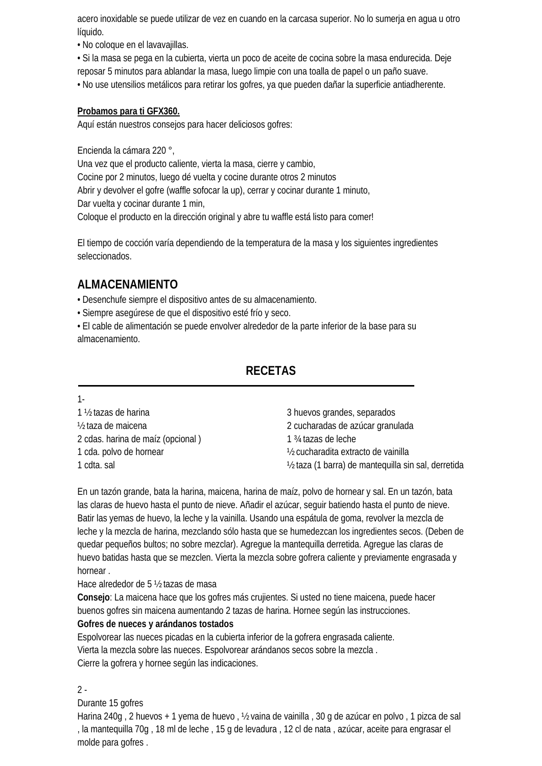acero inoxidable se puede utilizar de vez en cuando en la carcasa superior. No lo sumerja en agua u otro líquido.

- No coloque en el lavavajillas.
- Si la masa se pega en la cubierta, vierta un poco de aceite de cocina sobre la masa endurecida. Deje reposar 5 minutos para ablandar la masa, luego limpie con una toalla de papel o un paño suave.
- No use utensilios metálicos para retirar los gofres, ya que pueden dañar la superficie antiadherente.

**Probamos para ti GFX360.**

Aquí están nuestros consejos para hacer deliciosos gofres:

Encienda la cámara 220 °,
Una vez que el producto caliente, vierta la masa, cierre y cambio,
Cocine por 2 minutos, luego dé vuelta y cocine durante otros 2 minutos
Abrir y devolver el gofre (waffle sofocar la up), cerrar y cocinar durante 1 minuto,
Dar vuelta y cocinar durante 1 min,
Coloque el producto en la dirección original y abre tu waffle está listo para comer!

El tiempo de cocción varía dependiendo de la temperatura de la masa y los siguientes ingredientes seleccionados.

## ALMACENAMIENTO

- Desenchufe siempre el dispositivo antes de su almacenamiento.
- Siempre asegúrese de que el dispositivo esté frío y seco.
- El cable de alimentación se puede envolver alrededor de la parte inferior de la base para su almacenamiento.

## RECETAS

1-

1 ½ tazas de harina
½ taza de maicena
2 cdas. harina de maíz (opcional )
1 cda. polvo de hornear
1 cdta. sal
3 huevos grandes, separados
2 cucharadas de azúcar granulada
1 ¾ tazas de leche
½ cucharadita extracto de vainilla
½ taza (1 barra) de mantequilla sin sal, derretida

En un tazón grande, bata la harina, maicena, harina de maíz, polvo de hornear y sal. En un tazón, bata las claras de huevo hasta el punto de nieve. Añadir el azúcar, seguir batiendo hasta el punto de nieve. Batir las yemas de huevo, la leche y la vainilla. Usando una espátula de goma, revolver la mezcla de leche y la mezcla de harina, mezclando sólo hasta que se humedezcan los ingredientes secos. (Deben de quedar pequeños bultos; no sobre mezclar). Agregue la mantequilla derretida. Agregue las claras de huevo batidas hasta que se mezclen. Vierta la mezcla sobre gofrera caliente y previamente engrasada y hornear .

Hace alrededor de 5 ½ tazas de masa

**Consejo**: La maicena hace que los gofres más crujientes. Si usted no tiene maicena, puede hacer buenos gofres sin maicena aumentando 2 tazas de harina. Hornee según las instrucciones.

**Gofres de nueces y arándanos tostados**

Espolvorear las nueces picadas en la cubierta inferior de la gofrera engrasada caliente.
Vierta la mezcla sobre las nueces. Espolvorear arándanos secos sobre la mezcla .
Cierre la gofrera y hornee según las indicaciones.

2 -

Durante 15 gofres

Harina 240g , 2 huevos + 1 yema de huevo , ½ vaina de vainilla , 30 g de azúcar en polvo , 1 pizca de sal , la mantequilla 70g , 18 ml de leche , 15 g de levadura , 12 cl de nata , azúcar, aceite para engrasar el molde para gofres .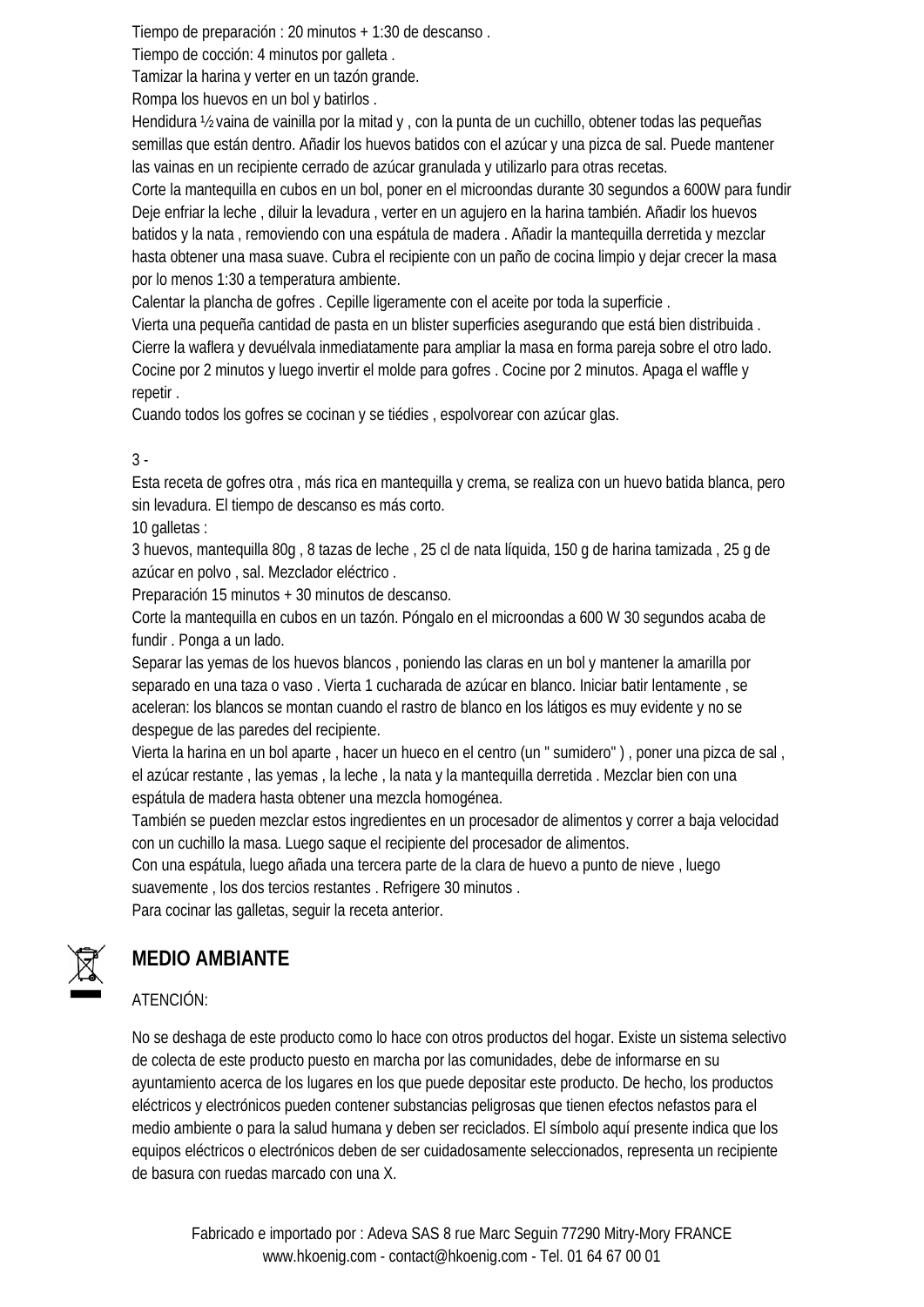Tiempo de preparación : 20 minutos + 1:30 de descanso .
Tiempo de cocción: 4 minutos por galleta .
Tamizar la harina y verter en un tazón grande.
Rompa los huevos en un bol y batirlos .
Hendidura ½ vaina de vainilla por la mitad y , con la punta de un cuchillo, obtener todas las pequeñas semillas que están dentro. Añadir los huevos batidos con el azúcar y una pizca de sal. Puede mantener las vainas en un recipiente cerrado de azúcar granulada y utilizarlo para otras recetas.
Corte la mantequilla en cubos en un bol, poner en el microondas durante 30 segundos a 600W para fundir Deje enfriar la leche , diluir la levadura , verter en un agujero en la harina también. Añadir los huevos batidos y la nata , removiendo con una espátula de madera . Añadir la mantequilla derretida y mezclar hasta obtener una masa suave. Cubra el recipiente con un paño de cocina limpio y dejar crecer la masa por lo menos 1:30 a temperatura ambiente.
Calentar la plancha de gofres . Cepille ligeramente con el aceite por toda la superficie .
Vierta una pequeña cantidad de pasta en un blister superficies asegurando que está bien distribuida .
Cierre la waflera y devuélvala inmediatamente para ampliar la masa en forma pareja sobre el otro lado.
Cocine por 2 minutos y luego invertir el molde para gofres . Cocine por 2 minutos. Apaga el waffle y repetir .
Cuando todos los gofres se cocinan y se tiédies , espolvorear con azúcar glas.

3 -
Esta receta de gofres otra , más rica en mantequilla y crema, se realiza con un huevo batida blanca, pero sin levadura. El tiempo de descanso es más corto.
10 galletas :
3 huevos, mantequilla 80g , 8 tazas de leche , 25 cl de nata líquida, 150 g de harina tamizada , 25 g de azúcar en polvo , sal. Mezclador eléctrico .
Preparación 15 minutos + 30 minutos de descanso.
Corte la mantequilla en cubos en un tazón. Póngalo en el microondas a 600 W 30 segundos acaba de fundir . Ponga a un lado.
Separar las yemas de los huevos blancos , poniendo las claras en un bol y mantener la amarilla por separado en una taza o vaso . Vierta 1 cucharada de azúcar en blanco. Iniciar batir lentamente , se aceleran: los blancos se montan cuando el rastro de blanco en los látigos es muy evidente y no se despegue de las paredes del recipiente.
Vierta la harina en un bol aparte , hacer un hueco en el centro (un " sumidero" ) , poner una pizca de sal , el azúcar restante , las yemas , la leche , la nata y la mantequilla derretida . Mezclar bien con una espátula de madera hasta obtener una mezcla homogénea.
También se pueden mezclar estos ingredientes en un procesador de alimentos y correr a baja velocidad con un cuchillo la masa. Luego saque el recipiente del procesador de alimentos.
Con una espátula, luego añada una tercera parte de la clara de huevo a punto de nieve , luego suavemente , los dos tercios restantes . Refrigere 30 minutos .
Para cocinar las galletas, seguir la receta anterior.

## MEDIO AMBIANTE

ATENCIÓN:

No se deshaga de este producto como lo hace con otros productos del hogar. Existe un sistema selectivo de colecta de este producto puesto en marcha por las comunidades, debe de informarse en su ayuntamiento acerca de los lugares en los que puede depositar este producto. De hecho, los productos eléctricos y electrónicos pueden contener substancias peligrosas que tienen efectos nefastos para el medio ambiente o para la salud humana y deben ser reciclados. El símbolo aquí presente indica que los equipos eléctricos o electrónicos deben de ser cuidadosamente seleccionados, representa un recipiente de basura con ruedas marcado con una X.

Fabricado e importado por : Adeva SAS 8 rue Marc Seguin 77290 Mitry-Mory FRANCE
www.hkoenig.com - contact@hkoenig.com - Tel. 01 64 67 00 01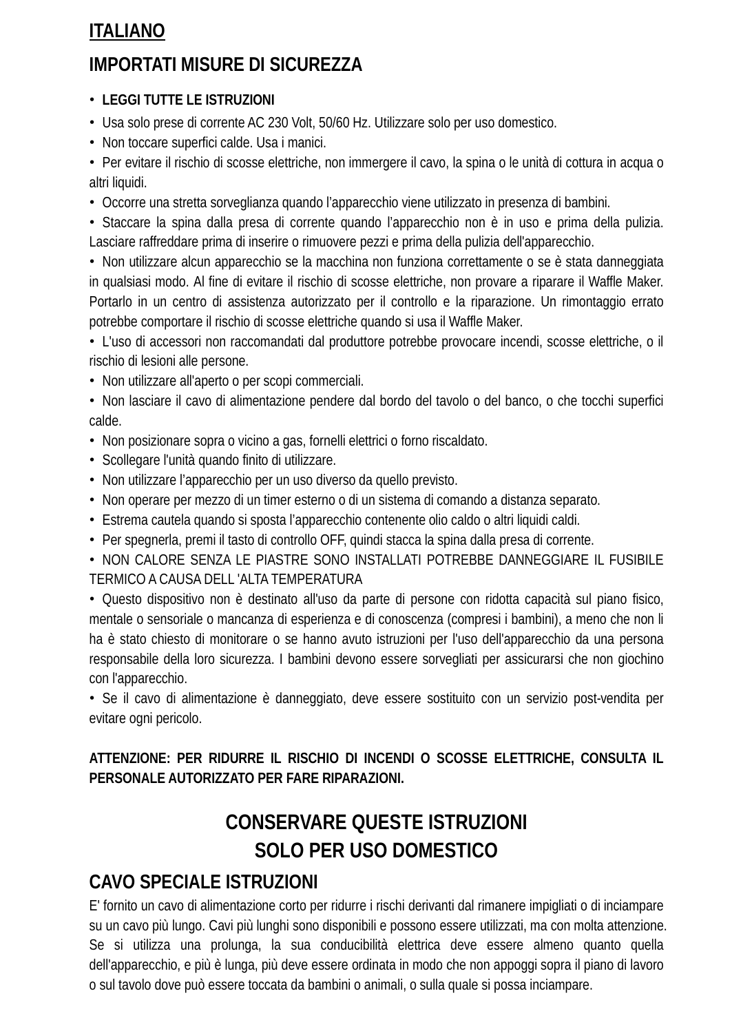## ITALIANO

## IMPORTATI MISURE DI SICUREZZA

- **LEGGI TUTTE LE ISTRUZIONI**
- Usa solo prese di corrente AC 230 Volt, 50/60 Hz. Utilizzare solo per uso domestico.
- Non toccare superfici calde. Usa i manici.
- Per evitare il rischio di scosse elettriche, non immergere il cavo, la spina o le unità di cottura in acqua o altri liquidi.
- Occorre una stretta sorveglianza quando l'apparecchio viene utilizzato in presenza di bambini.
- Staccare la spina dalla presa di corrente quando l'apparecchio non è in uso e prima della pulizia. Lasciare raffreddare prima di inserire o rimuovere pezzi e prima della pulizia dell'apparecchio.
- Non utilizzare alcun apparecchio se la macchina non funziona correttamente o se è stata danneggiata in qualsiasi modo. Al fine di evitare il rischio di scosse elettriche, non provare a riparare il Waffle Maker. Portarlo in un centro di assistenza autorizzato per il controllo e la riparazione. Un rimontaggio errato potrebbe comportare il rischio di scosse elettriche quando si usa il Waffle Maker.
- L'uso di accessori non raccomandati dal produttore potrebbe provocare incendi, scosse elettriche, o il rischio di lesioni alle persone.
- Non utilizzare all'aperto o per scopi commerciali.
- Non lasciare il cavo di alimentazione pendere dal bordo del tavolo o del banco, o che tocchi superfici calde.
- Non posizionare sopra o vicino a gas, fornelli elettrici o forno riscaldato.
- Scollegare l'unità quando finito di utilizzare.
- Non utilizzare l'apparecchio per un uso diverso da quello previsto.
- Non operare per mezzo di un timer esterno o di un sistema di comando a distanza separato.
- Estrema cautela quando si sposta l'apparecchio contenente olio caldo o altri liquidi caldi.
- Per spegnerla, premi il tasto di controllo OFF, quindi stacca la spina dalla presa di corrente.
- NON CALORE SENZA LE PIASTRE SONO INSTALLATI POTREBBE DANNEGGIARE IL FUSIBILE TERMICO A CAUSA DELL 'ALTA TEMPERATURA
- Questo dispositivo non è destinato all'uso da parte di persone con ridotta capacità sul piano fisico, mentale o sensoriale o mancanza di esperienza e di conoscenza (compresi i bambini), a meno che non li ha è stato chiesto di monitorare o se hanno avuto istruzioni per l'uso dell'apparecchio da una persona responsabile della loro sicurezza. I bambini devono essere sorvegliati per assicurarsi che non giochino con l'apparecchio.
- Se il cavo di alimentazione è danneggiato, deve essere sostituito con un servizio post-vendita per evitare ogni pericolo.

**ATTENZIONE: PER RIDURRE IL RISCHIO DI INCENDI O SCOSSE ELETTRICHE, CONSULTA IL PERSONALE AUTORIZZATO PER FARE RIPARAZIONI.**

## CONSERVARE QUESTE ISTRUZIONI
## SOLO PER USO DOMESTICO

## CAVO SPECIALE ISTRUZIONI

E' fornito un cavo di alimentazione corto per ridurre i rischi derivanti dal rimanere impigliati o di inciampare su un cavo più lungo. Cavi più lunghi sono disponibili e possono essere utilizzati, ma con molta attenzione. Se si utilizza una prolunga, la sua conducibilità elettrica deve essere almeno quanto quella dell'apparecchio, e più è lunga, più deve essere ordinata in modo che non appoggi sopra il piano di lavoro o sul tavolo dove può essere toccata da bambini o animali, o sulla quale si possa inciampare.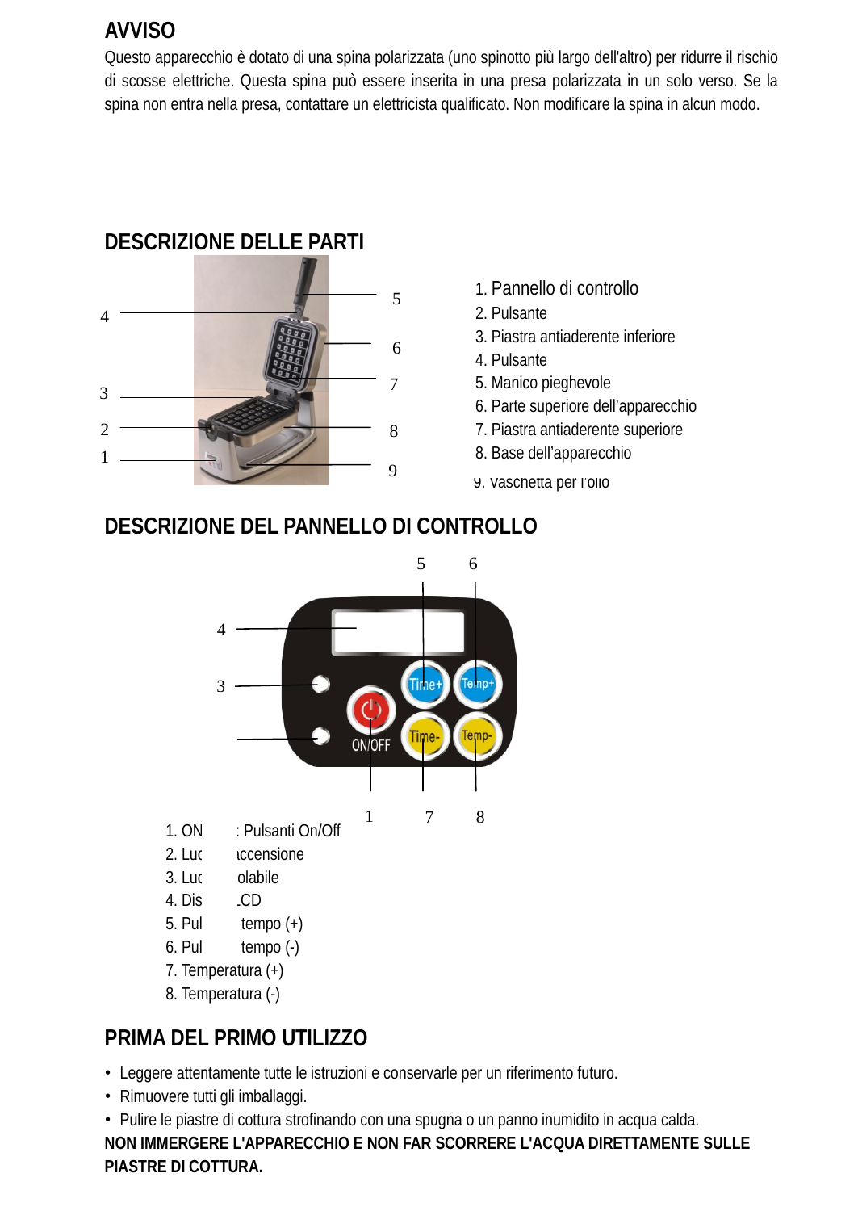## AVVISO

Questo apparecchio è dotato di una spina polarizzata (uno spinotto più largo dell'altro) per ridurre il rischio di scosse elettriche. Questa spina può essere inserita in una presa polarizzata in un solo verso. Se la spina non entra nella presa, contattare un elettricista qualificato. Non modificare la spina in alcun modo.

## DESCRIZIONE DELLE PARTI

1. Pannello di controllo
2. Pulsante
3. Piastra antiaderente inferiore
4. Pulsante
5. Manico pieghevole
6. Parte superiore dell'apparecchio
7. Piastra antiaderente superiore
8. Base dell'apparecchio
9. Vaschetta per l'olio

## DESCRIZIONE DEL PANNELLO DI CONTROLLO

1. ON : Pulsanti On/Off
2. Luc ccensione
3. Luc olabile
4. Dis LCD
5. Pul tempo (+)
6. Pul tempo (-)
7. Temperatura (+)
8. Temperatura (-)

## PRIMA DEL PRIMO UTILIZZO

- Leggere attentamente tutte le istruzioni e conservarle per un riferimento futuro.
- Rimuovere tutti gli imballaggi.
- Pulire le piastre di cottura strofinando con una spugna o un panno inumidito in acqua calda.

**NON IMMERGERE L'APPARECCHIO E NON FAR SCORRERE L'ACQUA DIRETTAMENTE SULLE PIASTRE DI COTTURA.**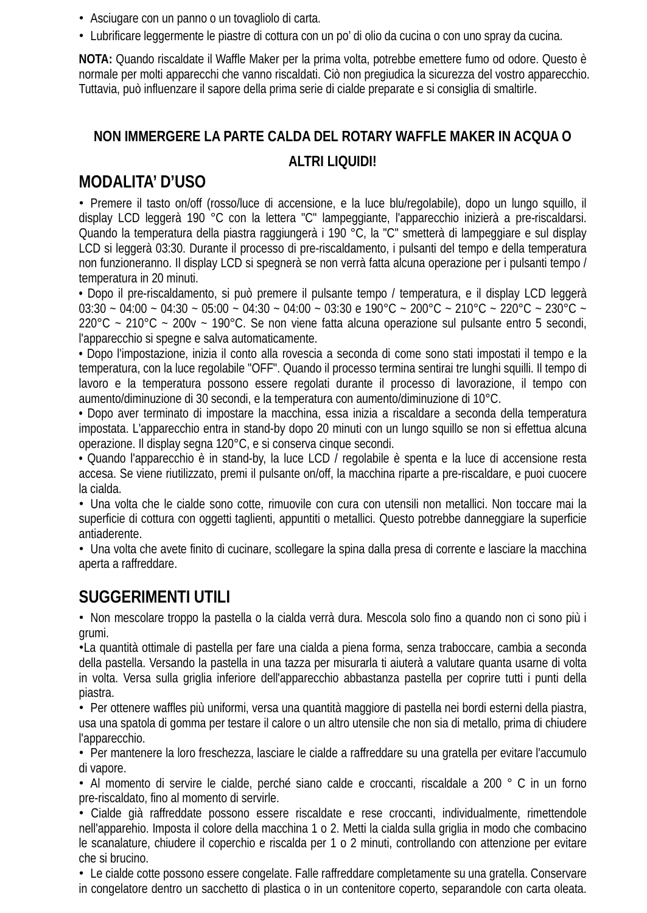- Asciugare con un panno o un tovagliolo di carta.
- Lubrificare leggermente le piastre di cottura con un po' di olio da cucina o con uno spray da cucina.

**NOTA:** Quando riscaldate il Waffle Maker per la prima volta, potrebbe emettere fumo od odore. Questo è normale per molti apparecchi che vanno riscaldati. Ciò non pregiudica la sicurezza del vostro apparecchio. Tuttavia, può influenzare il sapore della prima serie di cialde preparate e si consiglia di smaltirle.

**NON IMMERGERE LA PARTE CALDA DEL ROTARY WAFFLE MAKER IN ACQUA O ALTRI LIQUIDI!**

## MODALITA' D'USO

- Premere il tasto on/off (rosso/luce di accensione, e la luce blu/regolabile), dopo un lungo squillo, il display LCD leggerà 190 °C con la lettera "C" lampeggiante, l'apparecchio inizierà a pre-riscaldarsi. Quando la temperatura della piastra raggiungerà i 190 °C, la "C" smetterà di lampeggiare e sul display LCD si leggerà 03:30. Durante il processo di pre-riscaldamento, i pulsanti del tempo e della temperatura non funzioneranno. Il display LCD si spegnerà se non verrà fatta alcuna operazione per i pulsanti tempo / temperatura in 20 minuti.
- Dopo il pre-riscaldamento, si può premere il pulsante tempo / temperatura, e il display LCD leggerà 03:30 ~ 04:00 ~ 04:30 ~ 05:00 ~ 04:30 ~ 04:00 ~ 03:30 e 190°C ~ 200°C ~ 210°C ~ 220°C ~ 230°C ~ 220°C ~ 210°C ~ 200v ~ 190°C. Se non viene fatta alcuna operazione sul pulsante entro 5 secondi, l'apparecchio si spegne e salva automaticamente.
- Dopo l'impostazione, inizia il conto alla rovescia a seconda di come sono stati impostati il tempo e la temperatura, con la luce regolabile "OFF". Quando il processo termina sentirai tre lunghi squilli. Il tempo di lavoro e la temperatura possono essere regolati durante il processo di lavorazione, il tempo con aumento/diminuzione di 30 secondi, e la temperatura con aumento/diminuzione di 10°C.
- Dopo aver terminato di impostare la macchina, essa inizia a riscaldare a seconda della temperatura impostata. L'apparecchio entra in stand-by dopo 20 minuti con un lungo squillo se non si effettua alcuna operazione. Il display segna 120°C, e si conserva cinque secondi.
- Quando l'apparecchio è in stand-by, la luce LCD / regolabile è spenta e la luce di accensione resta accesa. Se viene riutilizzato, premi il pulsante on/off, la macchina riparte a pre-riscaldare, e puoi cuocere la cialda.
- Una volta che le cialde sono cotte, rimuovile con cura con utensili non metallici. Non toccare mai la superficie di cottura con oggetti taglienti, appuntiti o metallici. Questo potrebbe danneggiare la superficie antiaderente.
- Una volta che avete finito di cucinare, scollegare la spina dalla presa di corrente e lasciare la macchina aperta a raffreddare.

## SUGGERIMENTI UTILI

- Non mescolare troppo la pastella o la cialda verrà dura. Mescola solo fino a quando non ci sono più i grumi.
- La quantità ottimale di pastella per fare una cialda a piena forma, senza traboccare, cambia a seconda della pastella. Versando la pastella in una tazza per misurarla ti aiuterà a valutare quanta usarne di volta in volta. Versa sulla griglia inferiore dell'apparecchio abbastanza pastella per coprire tutti i punti della piastra.
- Per ottenere waffles più uniformi, versa una quantità maggiore di pastella nei bordi esterni della piastra, usa una spatola di gomma per testare il calore o un altro utensile che non sia di metallo, prima di chiudere l'apparecchio.
- Per mantenere la loro freschezza, lasciare le cialde a raffreddare su una gratella per evitare l'accumulo di vapore.
- Al momento di servire le cialde, perché siano calde e croccanti, riscaldale a 200 ° C in un forno pre-riscaldato, fino al momento di servirle.
- Cialde già raffreddate possono essere riscaldate e rese croccanti, individualmente, rimettendole nell'apparehio. Imposta il colore della macchina 1 o 2. Metti la cialda sulla griglia in modo che combacino le scanalature, chiudere il coperchio e riscalda per 1 o 2 minuti, controllando con attenzione per evitare che si brucino.
- Le cialde cotte possono essere congelate. Falle raffreddare completamente su una gratella. Conservare in congelatore dentro un sacchetto di plastica o in un contenitore coperto, separandole con carta oleata.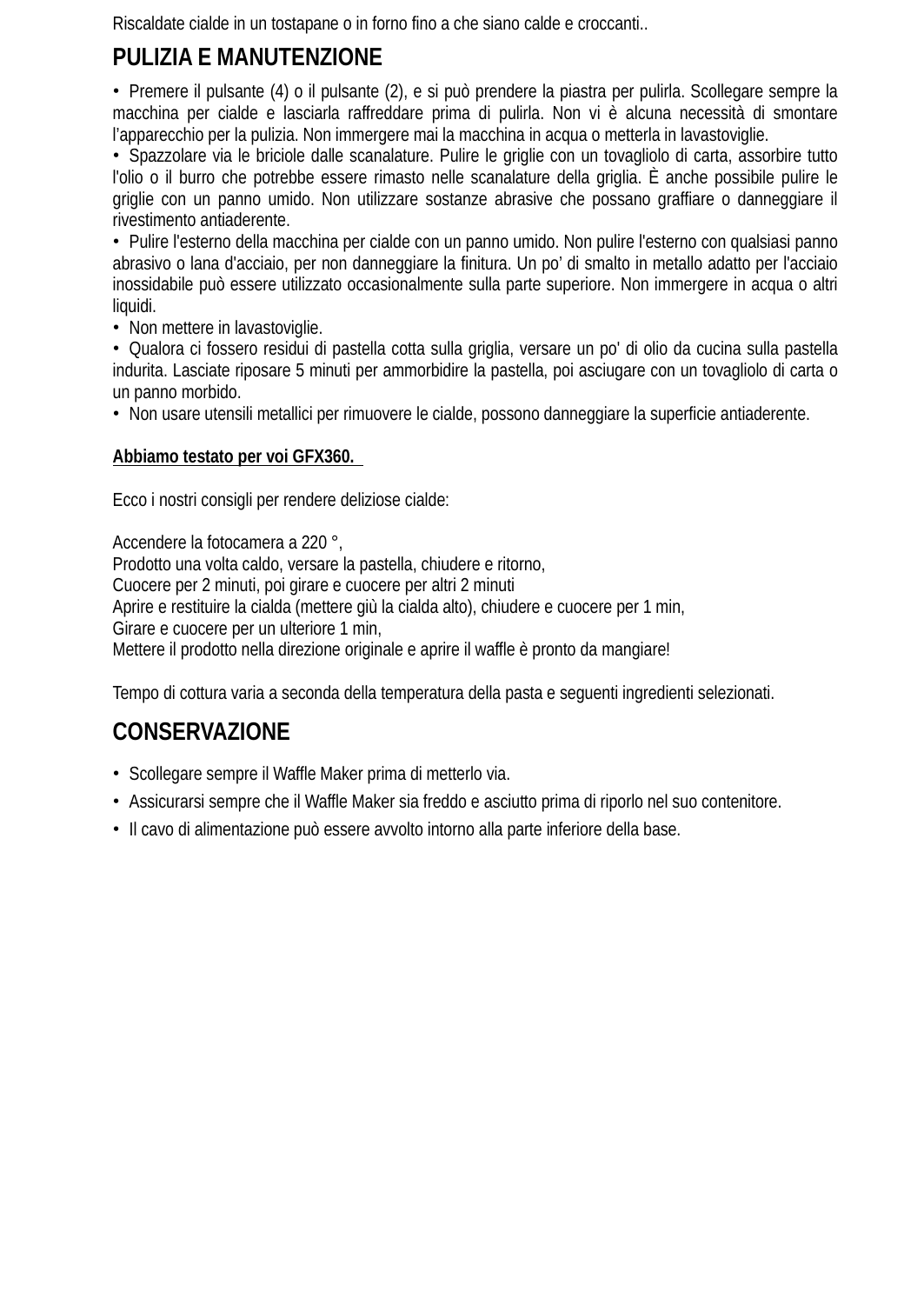Riscaldate cialde in un tostapane o in forno fino a che siano calde e croccanti..

## PULIZIA E MANUTENZIONE

- Premere il pulsante (4) o il pulsante (2), e si può prendere la piastra per pulirla. Scollegare sempre la macchina per cialde e lasciarla raffreddare prima di pulirla. Non vi è alcuna necessità di smontare l'apparecchio per la pulizia. Non immergere mai la macchina in acqua o metterla in lavastoviglie.
- Spazzolare via le briciole dalle scanalature. Pulire le griglie con un tovagliolo di carta, assorbire tutto l'olio o il burro che potrebbe essere rimasto nelle scanalature della griglia. È anche possibile pulire le griglie con un panno umido. Non utilizzare sostanze abrasive che possano graffiare o danneggiare il rivestimento antiaderente.
- Pulire l'esterno della macchina per cialde con un panno umido. Non pulire l'esterno con qualsiasi panno abrasivo o lana d'acciaio, per non danneggiare la finitura. Un po' di smalto in metallo adatto per l'acciaio inossidabile può essere utilizzato occasionalmente sulla parte superiore. Non immergere in acqua o altri liquidi.
- Non mettere in lavastoviglie.
- Qualora ci fossero residui di pastella cotta sulla griglia, versare un po' di olio da cucina sulla pastella indurita. Lasciate riposare 5 minuti per ammorbidire la pastella, poi asciugare con un tovagliolo di carta o un panno morbido.
- Non usare utensili metallici per rimuovere le cialde, possono danneggiare la superficie antiaderente.

**Abbiamo testato per voi GFX360.**

Ecco i nostri consigli per rendere deliziose cialde:

Accendere la fotocamera a 220 °,
Prodotto una volta caldo, versare la pastella, chiudere e ritorno,
Cuocere per 2 minuti, poi girare e cuocere per altri 2 minuti
Aprire e restituire la cialda (mettere giù la cialda alto), chiudere e cuocere per 1 min,
Girare e cuocere per un ulteriore 1 min,
Mettere il prodotto nella direzione originale e aprire il waffle è pronto da mangiare!

Tempo di cottura varia a seconda della temperatura della pasta e seguenti ingredienti selezionati.

## CONSERVAZIONE

- Scollegare sempre il Waffle Maker prima di metterlo via.
- Assicurarsi sempre che il Waffle Maker sia freddo e asciutto prima di riporlo nel suo contenitore.
- Il cavo di alimentazione può essere avvolto intorno alla parte inferiore della base.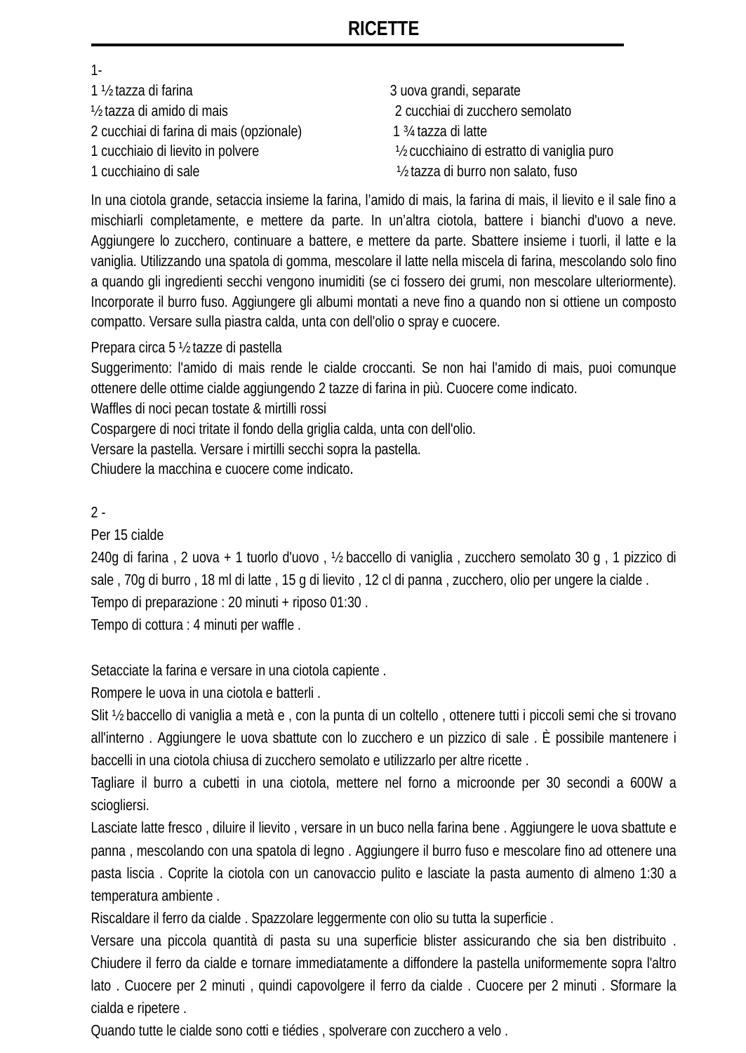# RICETTE

1-

- 1 ½ tazza di farina
- ½ tazza di amido di mais
- 2 cucchiai di farina di mais (opzionale)
- 1 cucchiaio di lievito in polvere
- 1 cucchiaino di sale
- 3 uova grandi, separate
- 2 cucchiai di zucchero semolato
- 1 ¾ tazza di latte
- ½ cucchiaino di estratto di vaniglia puro
- ½ tazza di burro non salato, fuso

In una ciotola grande, setaccia insieme la farina, l'amido di mais, la farina di mais, il lievito e il sale fino a mischiarli completamente, e mettere da parte. In un'altra ciotola, battere i bianchi d'uovo a neve. Aggiungere lo zucchero, continuare a battere, e mettere da parte. Sbattere insieme i tuorli, il latte e la vaniglia. Utilizzando una spatola di gomma, mescolare il latte nella miscela di farina, mescolando solo fino a quando gli ingredienti secchi vengono inumiditi (se ci fossero dei grumi, non mescolare ulteriormente). Incorporate il burro fuso. Aggiungere gli albumi montati a neve fino a quando non si ottiene un composto compatto. Versare sulla piastra calda, unta con dell'olio o spray e cuocere.

Prepara circa 5 ½ tazze di pastella
Suggerimento: l'amido di mais rende le cialde croccanti. Se non hai l'amido di mais, puoi comunque ottenere delle ottime cialde aggiungendo 2 tazze di farina in più. Cuocere come indicato.
Waffles di noci pecan tostate & mirtilli rossi
Cospargere di noci tritate il fondo della griglia calda, unta con dell'olio.
Versare la pastella. Versare i mirtilli secchi sopra la pastella.
Chiudere la macchina e cuocere come indicato.

2 -
Per 15 cialde
240g di farina , 2 uova + 1 tuorlo d'uovo , ½ baccello di vaniglia , zucchero semolato 30 g , 1 pizzico di sale , 70g di burro , 18 ml di latte , 15 g di lievito , 12 cl di panna , zucchero, olio per ungere la cialde .
Tempo di preparazione : 20 minuti + riposo 01:30 .
Tempo di cottura : 4 minuti per waffle .

Setacciate la farina e versare in una ciotola capiente .
Rompere le uova in una ciotola e batterli .
Slit ½ baccello di vaniglia a metà e , con la punta di un coltello , ottenere tutti i piccoli semi che si trovano all'interno . Aggiungere le uova sbattute con lo zucchero e un pizzico di sale . È possibile mantenere i baccelli in una ciotola chiusa di zucchero semolato e utilizzarlo per altre ricette .
Tagliare il burro a cubetti in una ciotola, mettere nel forno a microonde per 30 secondi a 600W a sciogliersi.
Lasciate latte fresco , diluire il lievito , versare in un buco nella farina bene . Aggiungere le uova sbattute e panna , mescolando con una spatola di legno . Aggiungere il burro fuso e mescolare fino ad ottenere una pasta liscia . Coprite la ciotola con un canovaccio pulito e lasciate la pasta aumento di almeno 1:30 a temperatura ambiente .
Riscaldare il ferro da cialde . Spazzolare leggermente con olio su tutta la superficie .
Versare una piccola quantità di pasta su una superficie blister assicurando che sia ben distribuito . Chiudere il ferro da cialde e tornare immediatamente a diffondere la pastella uniformemente sopra l'altro lato . Cuocere per 2 minuti , quindi capovolgere il ferro da cialde . Cuocere per 2 minuti . Sformare la cialda e ripetere .
Quando tutte le cialde sono cotti e tiédies , spolverare con zucchero a velo .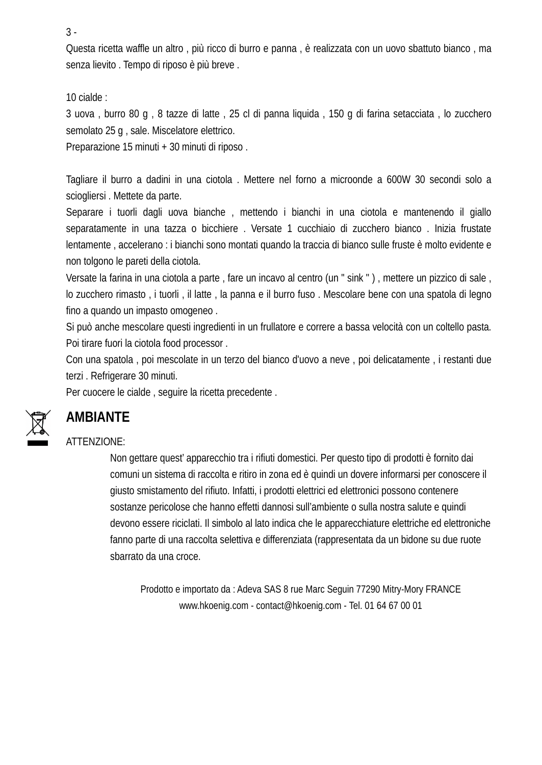3 -
Questa ricetta waffle un altro , più ricco di burro e panna , è realizzata con un uovo sbattuto bianco , ma senza lievito . Tempo di riposo è più breve .

10 cialde :
3 uova , burro 80 g , 8 tazze di latte , 25 cl di panna liquida , 150 g di farina setacciata , lo zucchero semolato 25 g , sale. Miscelatore elettrico.
Preparazione 15 minuti + 30 minuti di riposo .

Tagliare il burro a dadini in una ciotola . Mettere nel forno a microonde a 600W 30 secondi solo a sciogliersi . Mettete da parte.
Separare i tuorli dagli uova bianche , mettendo i bianchi in una ciotola e mantenendo il giallo separatamente in una tazza o bicchiere . Versate 1 cucchiaio di zucchero bianco . Inizia frustate lentamente , accelerano : i bianchi sono montati quando la traccia di bianco sulle fruste è molto evidente e non tolgono le pareti della ciotola.
Versate la farina in una ciotola a parte , fare un incavo al centro (un " sink " ) , mettere un pizzico di sale , lo zucchero rimasto , i tuorli , il latte , la panna e il burro fuso . Mescolare bene con una spatola di legno fino a quando un impasto omogeneo .
Si può anche mescolare questi ingredienti in un frullatore e correre a bassa velocità con un coltello pasta. Poi tirare fuori la ciotola food processor .
Con una spatola , poi mescolate in un terzo del bianco d'uovo a neve , poi delicatamente , i restanti due terzi . Refrigerare 30 minuti.
Per cuocere le cialde , seguire la ricetta precedente .

## AMBIANTE

ATTENZIONE:

Non gettare quest' apparecchio tra i rifiuti domestici. Per questo tipo di prodotti è fornito dai comuni un sistema di raccolta e ritiro in zona ed è quindi un dovere informarsi per conoscere il giusto smistamento del rifiuto. Infatti, i prodotti elettrici ed elettronici possono contenere sostanze pericolose che hanno effetti dannosi sull'ambiente o sulla nostra salute e quindi devono essere riciclati. Il simbolo al lato indica che le apparecchiature elettriche ed elettroniche fanno parte di una raccolta selettiva e differenziata (rappresentata da un bidone su due ruote sbarrato da una croce.

Prodotto e importato da : Adeva SAS 8 rue Marc Seguin 77290 Mitry-Mory FRANCE
www.hkoenig.com - contact@hkoenig.com - Tel. 01 64 67 00 01